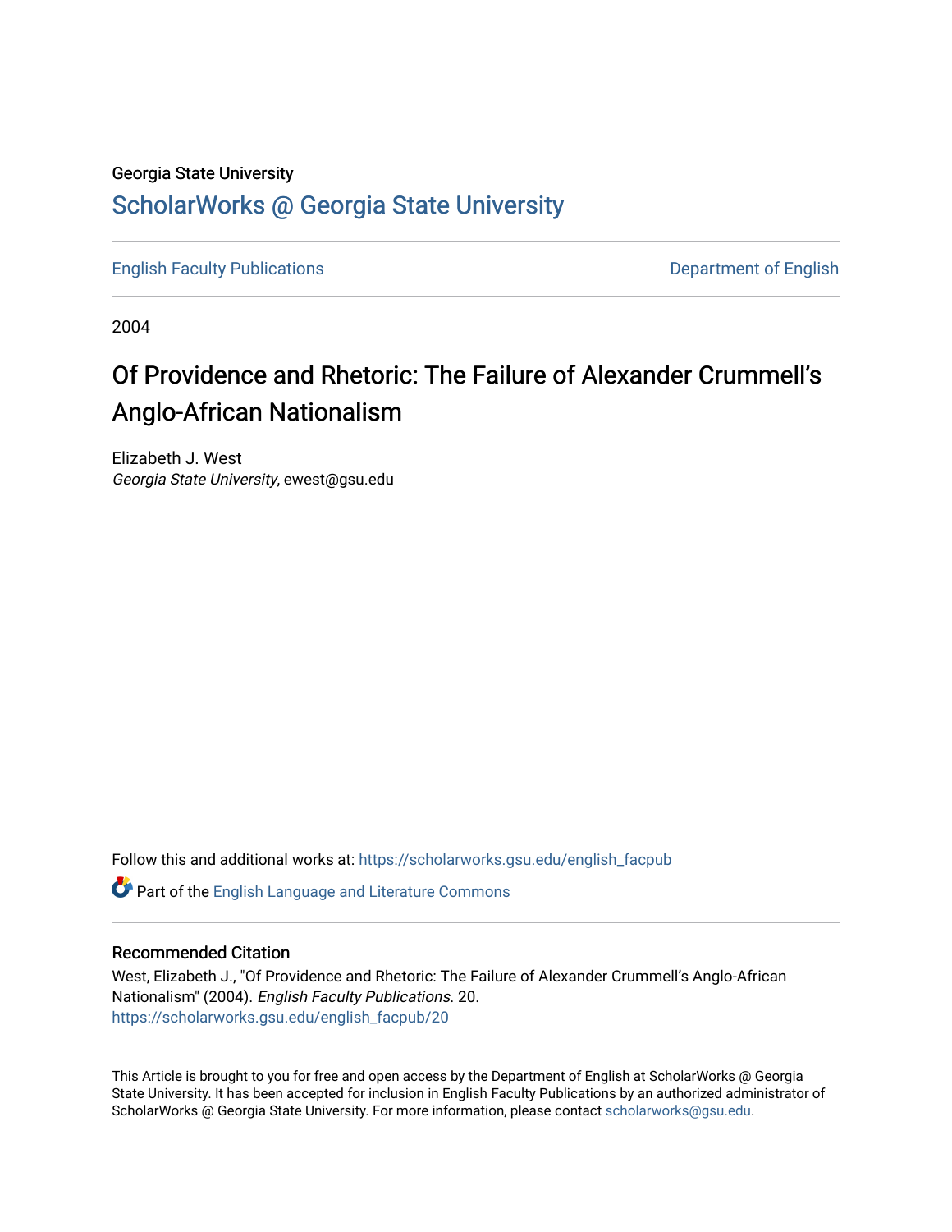Georgia State University

# ScholarWorks @ Georgia State University

English Faculty Publications

Department of English

2004

# Of Providence and Rhetoric: The Failure of Alexander Crummell's Anglo-African Nationalism

Elizabeth J. West
*Georgia State University*, ewest@gsu.edu

Follow this and additional works at: https://scholarworks.gsu.edu/english_facpub

Part of the English Language and Literature Commons

## Recommended Citation

West, Elizabeth J., "Of Providence and Rhetoric: The Failure of Alexander Crummell's Anglo-African Nationalism" (2004). *English Faculty Publications*. 20.
https://scholarworks.gsu.edu/english_facpub/20

This Article is brought to you for free and open access by the Department of English at ScholarWorks @ Georgia State University. It has been accepted for inclusion in English Faculty Publications by an authorized administrator of ScholarWorks @ Georgia State University. For more information, please contact scholarworks@gsu.edu.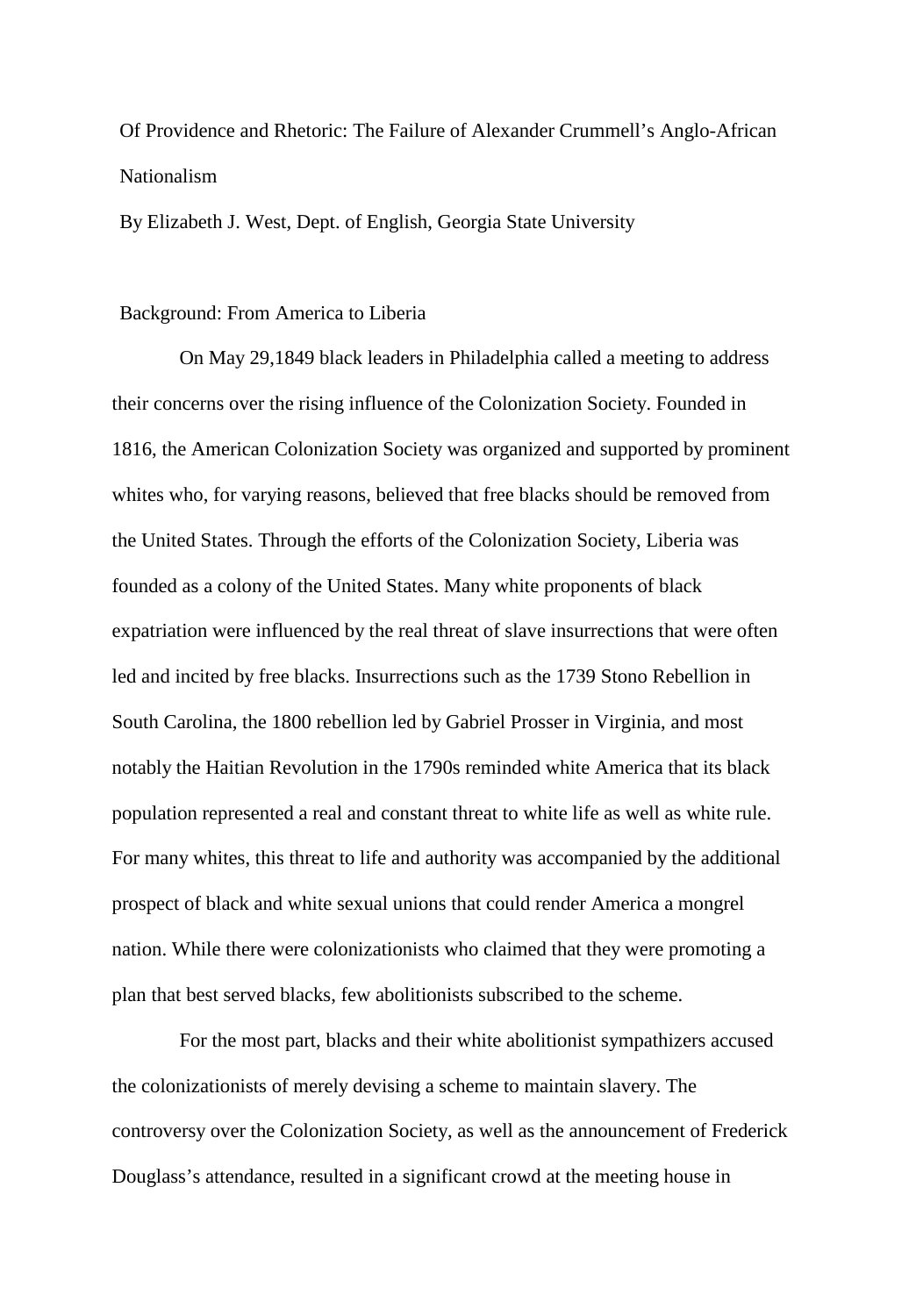# Of Providence and Rhetoric: The Failure of Alexander Crummell's Anglo-African Nationalism

By Elizabeth J. West, Dept. of English, Georgia State University

## Background: From America to Liberia

On May 29,1849 black leaders in Philadelphia called a meeting to address their concerns over the rising influence of the Colonization Society. Founded in 1816, the American Colonization Society was organized and supported by prominent whites who, for varying reasons, believed that free blacks should be removed from the United States. Through the efforts of the Colonization Society, Liberia was founded as a colony of the United States. Many white proponents of black expatriation were influenced by the real threat of slave insurrections that were often led and incited by free blacks. Insurrections such as the 1739 Stono Rebellion in South Carolina, the 1800 rebellion led by Gabriel Prosser in Virginia, and most notably the Haitian Revolution in the 1790s reminded white America that its black population represented a real and constant threat to white life as well as white rule. For many whites, this threat to life and authority was accompanied by the additional prospect of black and white sexual unions that could render America a mongrel nation. While there were colonizationists who claimed that they were promoting a plan that best served blacks, few abolitionists subscribed to the scheme.

For the most part, blacks and their white abolitionist sympathizers accused the colonizationists of merely devising a scheme to maintain slavery. The controversy over the Colonization Society, as well as the announcement of Frederick Douglass's attendance, resulted in a significant crowd at the meeting house in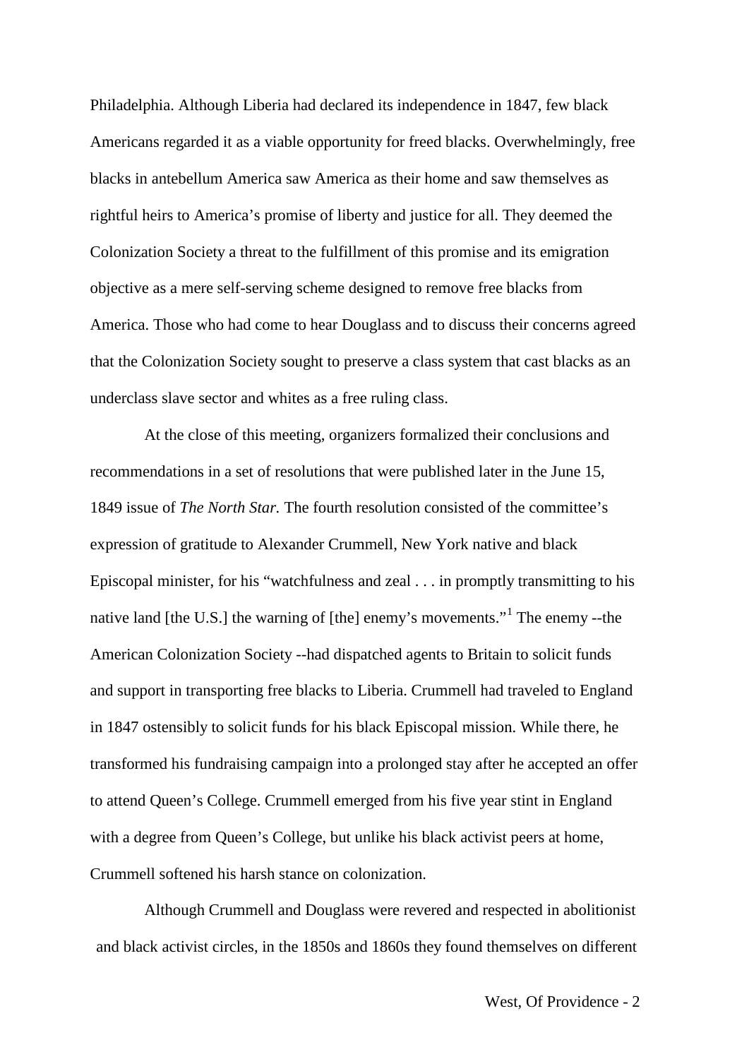Philadelphia. Although Liberia had declared its independence in 1847, few black Americans regarded it as a viable opportunity for freed blacks. Overwhelmingly, free blacks in antebellum America saw America as their home and saw themselves as rightful heirs to America's promise of liberty and justice for all. They deemed the Colonization Society a threat to the fulfillment of this promise and its emigration objective as a mere self-serving scheme designed to remove free blacks from America. Those who had come to hear Douglass and to discuss their concerns agreed that the Colonization Society sought to preserve a class system that cast blacks as an underclass slave sector and whites as a free ruling class.

At the close of this meeting, organizers formalized their conclusions and recommendations in a set of resolutions that were published later in the June 15, 1849 issue of *The North Star.* The fourth resolution consisted of the committee's expression of gratitude to Alexander Crummell, New York native and black Episcopal minister, for his "watchfulness and zeal . . . in promptly transmitting to his native land [the U.S.] the warning of [the] enemy's movements."[1] The enemy --the American Colonization Society --had dispatched agents to Britain to solicit funds and support in transporting free blacks to Liberia. Crummell had traveled to England in 1847 ostensibly to solicit funds for his black Episcopal mission. While there, he transformed his fundraising campaign into a prolonged stay after he accepted an offer to attend Queen's College. Crummell emerged from his five year stint in England with a degree from Queen's College, but unlike his black activist peers at home, Crummell softened his harsh stance on colonization.

Although Crummell and Douglass were revered and respected in abolitionist and black activist circles, in the 1850s and 1860s they found themselves on different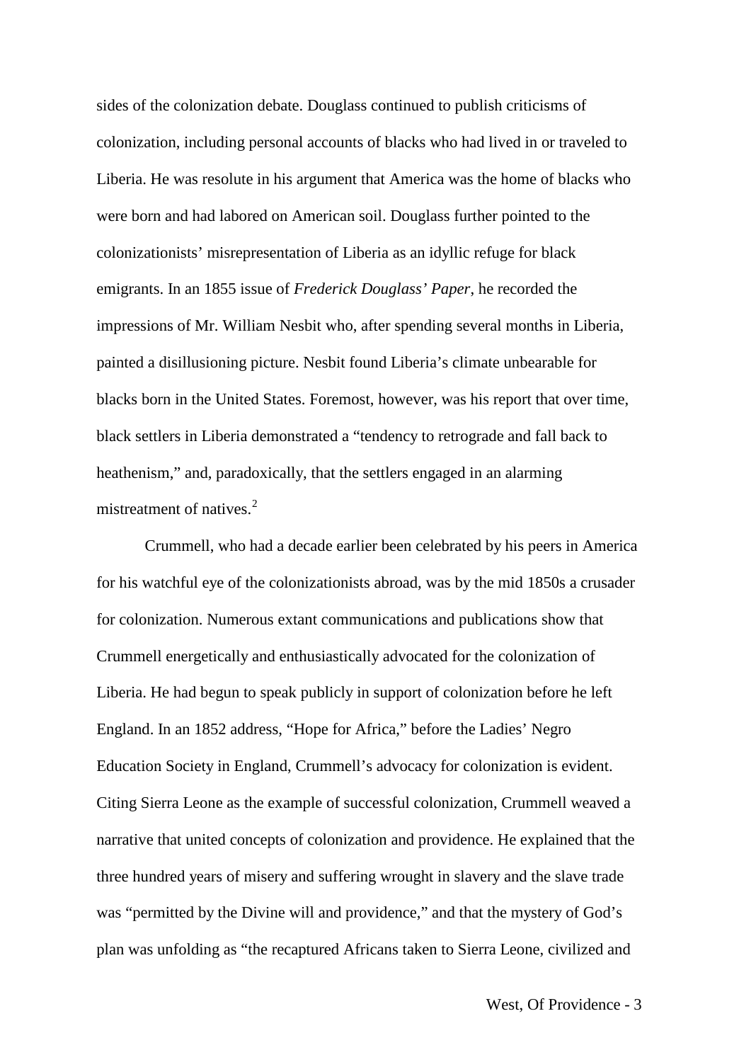sides of the colonization debate. Douglass continued to publish criticisms of colonization, including personal accounts of blacks who had lived in or traveled to Liberia. He was resolute in his argument that America was the home of blacks who were born and had labored on American soil. Douglass further pointed to the colonizationists' misrepresentation of Liberia as an idyllic refuge for black emigrants. In an 1855 issue of *Frederick Douglass' Paper*, he recorded the impressions of Mr. William Nesbit who, after spending several months in Liberia, painted a disillusioning picture. Nesbit found Liberia's climate unbearable for blacks born in the United States. Foremost, however, was his report that over time, black settlers in Liberia demonstrated a "tendency to retrograde and fall back to heathenism," and, paradoxically, that the settlers engaged in an alarming mistreatment of natives.[2]

Crummell, who had a decade earlier been celebrated by his peers in America for his watchful eye of the colonizationists abroad, was by the mid 1850s a crusader for colonization. Numerous extant communications and publications show that Crummell energetically and enthusiastically advocated for the colonization of Liberia. He had begun to speak publicly in support of colonization before he left England. In an 1852 address, "Hope for Africa," before the Ladies' Negro Education Society in England, Crummell's advocacy for colonization is evident. Citing Sierra Leone as the example of successful colonization, Crummell weaved a narrative that united concepts of colonization and providence. He explained that the three hundred years of misery and suffering wrought in slavery and the slave trade was "permitted by the Divine will and providence," and that the mystery of God's plan was unfolding as "the recaptured Africans taken to Sierra Leone, civilized and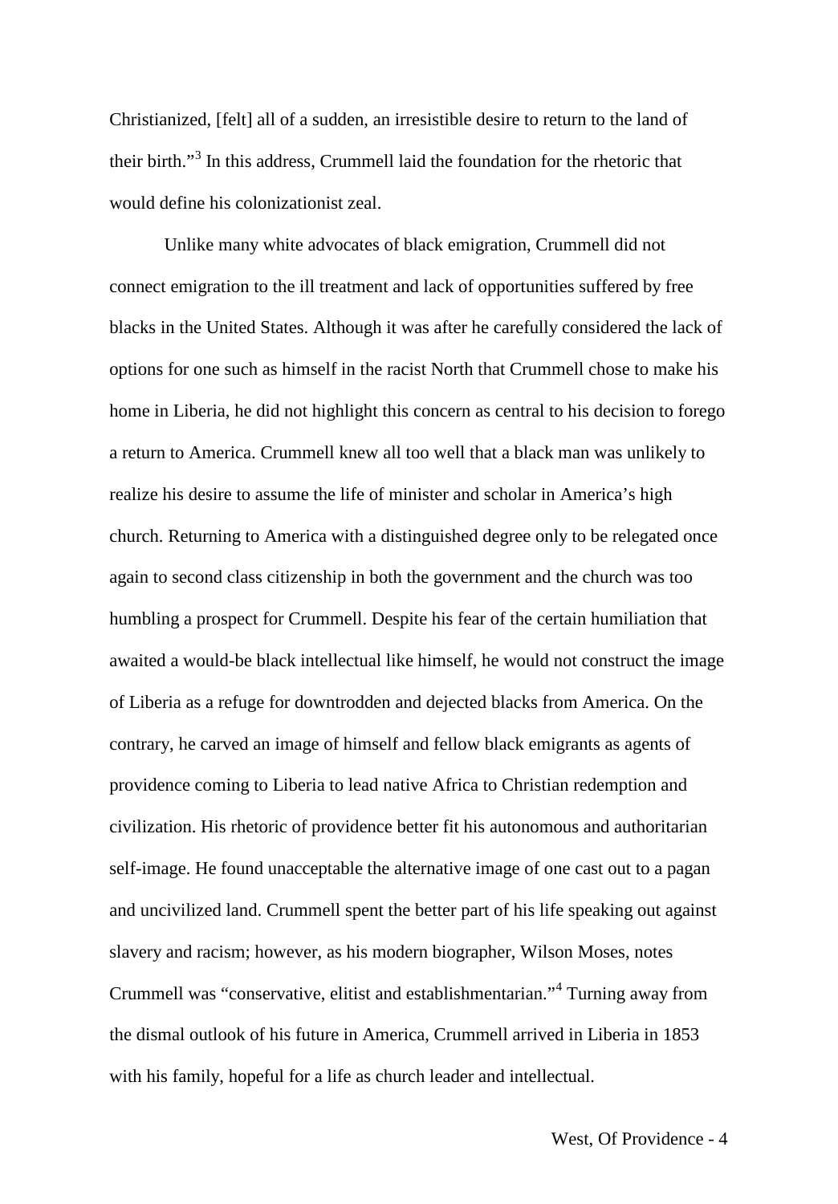Christianized, [felt] all of a sudden, an irresistible desire to return to the land of their birth."[3] In this address, Crummell laid the foundation for the rhetoric that would define his colonizationist zeal.

Unlike many white advocates of black emigration, Crummell did not connect emigration to the ill treatment and lack of opportunities suffered by free blacks in the United States. Although it was after he carefully considered the lack of options for one such as himself in the racist North that Crummell chose to make his home in Liberia, he did not highlight this concern as central to his decision to forego a return to America. Crummell knew all too well that a black man was unlikely to realize his desire to assume the life of minister and scholar in America's high church. Returning to America with a distinguished degree only to be relegated once again to second class citizenship in both the government and the church was too humbling a prospect for Crummell. Despite his fear of the certain humiliation that awaited a would-be black intellectual like himself, he would not construct the image of Liberia as a refuge for downtrodden and dejected blacks from America. On the contrary, he carved an image of himself and fellow black emigrants as agents of providence coming to Liberia to lead native Africa to Christian redemption and civilization. His rhetoric of providence better fit his autonomous and authoritarian self-image. He found unacceptable the alternative image of one cast out to a pagan and uncivilized land. Crummell spent the better part of his life speaking out against slavery and racism; however, as his modern biographer, Wilson Moses, notes Crummell was "conservative, elitist and establishmentarian."[4] Turning away from the dismal outlook of his future in America, Crummell arrived in Liberia in 1853 with his family, hopeful for a life as church leader and intellectual.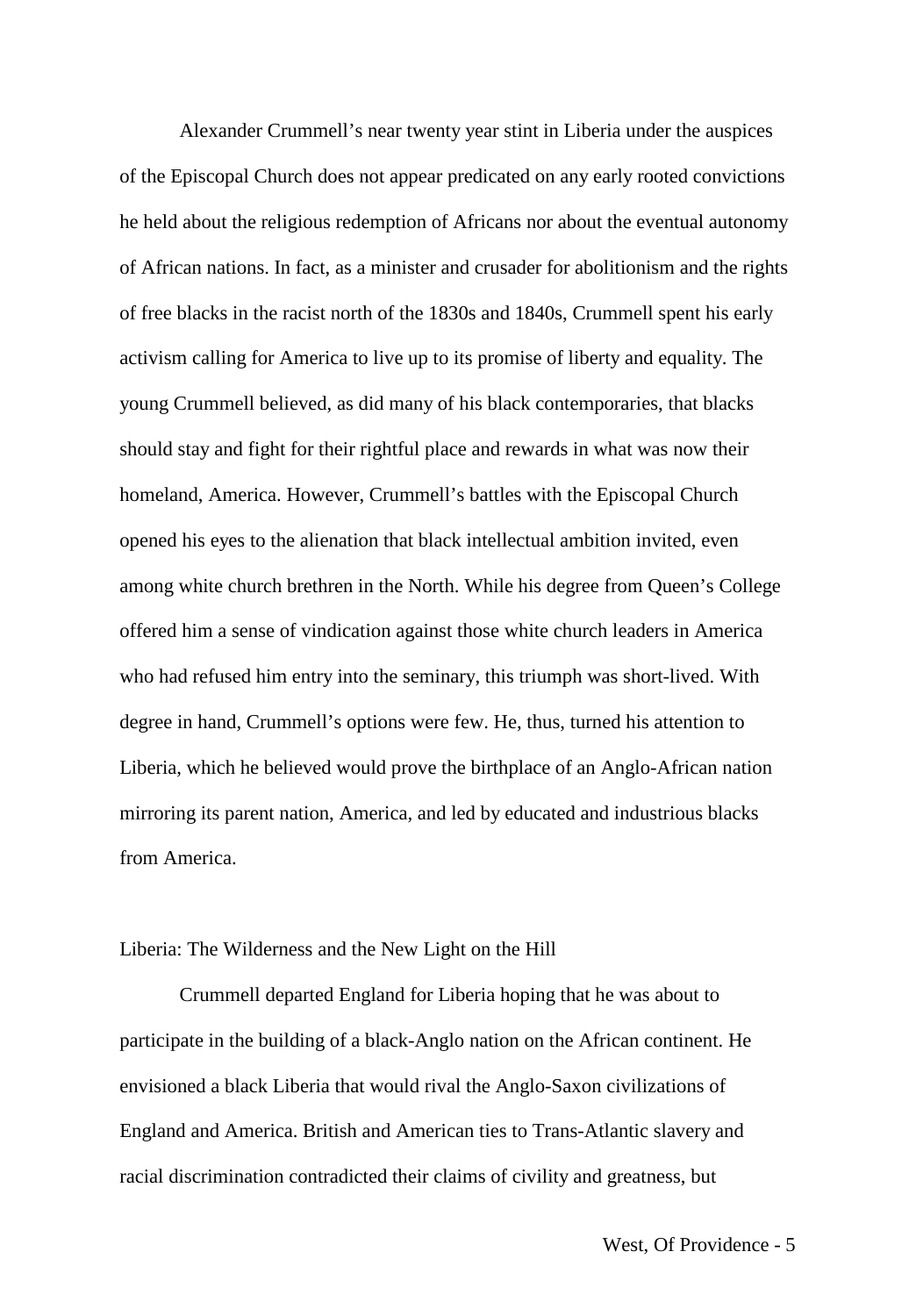Alexander Crummell's near twenty year stint in Liberia under the auspices of the Episcopal Church does not appear predicated on any early rooted convictions he held about the religious redemption of Africans nor about the eventual autonomy of African nations. In fact, as a minister and crusader for abolitionism and the rights of free blacks in the racist north of the 1830s and 1840s, Crummell spent his early activism calling for America to live up to its promise of liberty and equality. The young Crummell believed, as did many of his black contemporaries, that blacks should stay and fight for their rightful place and rewards in what was now their homeland, America. However, Crummell's battles with the Episcopal Church opened his eyes to the alienation that black intellectual ambition invited, even among white church brethren in the North. While his degree from Queen's College offered him a sense of vindication against those white church leaders in America who had refused him entry into the seminary, this triumph was short-lived. With degree in hand, Crummell's options were few. He, thus, turned his attention to Liberia, which he believed would prove the birthplace of an Anglo-African nation mirroring its parent nation, America, and led by educated and industrious blacks from America.

## Liberia: The Wilderness and the New Light on the Hill

Crummell departed England for Liberia hoping that he was about to participate in the building of a black-Anglo nation on the African continent. He envisioned a black Liberia that would rival the Anglo-Saxon civilizations of England and America. British and American ties to Trans-Atlantic slavery and racial discrimination contradicted their claims of civility and greatness, but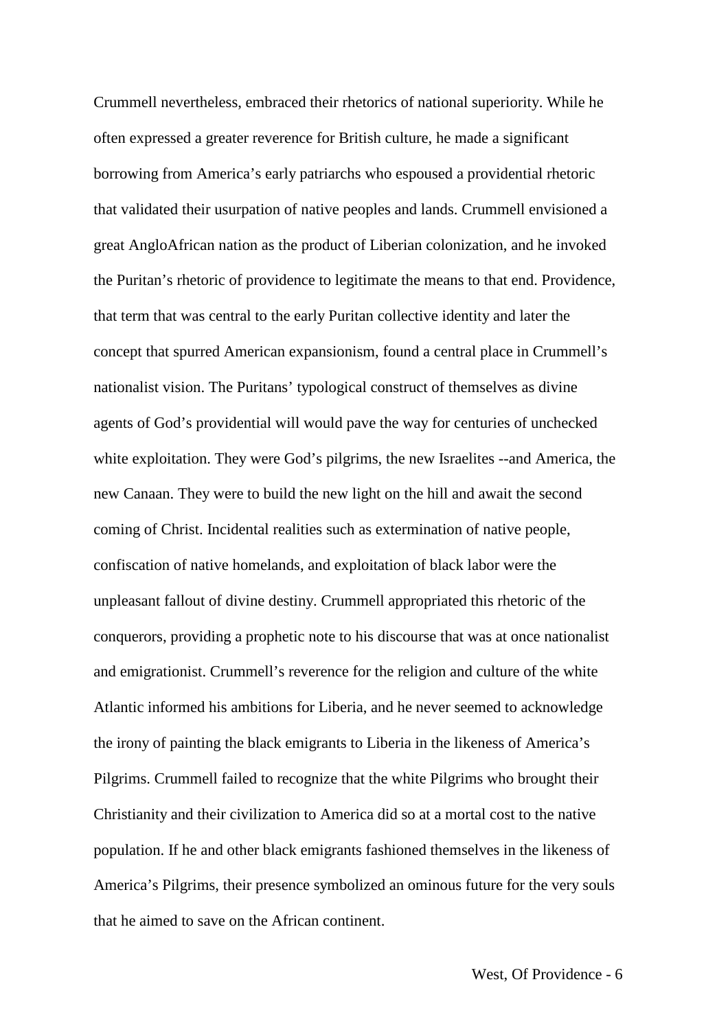Crummell nevertheless, embraced their rhetorics of national superiority. While he often expressed a greater reverence for British culture, he made a significant borrowing from America's early patriarchs who espoused a providential rhetoric that validated their usurpation of native peoples and lands. Crummell envisioned a great AngloAfrican nation as the product of Liberian colonization, and he invoked the Puritan's rhetoric of providence to legitimate the means to that end. Providence, that term that was central to the early Puritan collective identity and later the concept that spurred American expansionism, found a central place in Crummell's nationalist vision. The Puritans' typological construct of themselves as divine agents of God's providential will would pave the way for centuries of unchecked white exploitation. They were God's pilgrims, the new Israelites --and America, the new Canaan. They were to build the new light on the hill and await the second coming of Christ. Incidental realities such as extermination of native people, confiscation of native homelands, and exploitation of black labor were the unpleasant fallout of divine destiny. Crummell appropriated this rhetoric of the conquerors, providing a prophetic note to his discourse that was at once nationalist and emigrationist. Crummell's reverence for the religion and culture of the white Atlantic informed his ambitions for Liberia, and he never seemed to acknowledge the irony of painting the black emigrants to Liberia in the likeness of America's Pilgrims. Crummell failed to recognize that the white Pilgrims who brought their Christianity and their civilization to America did so at a mortal cost to the native population. If he and other black emigrants fashioned themselves in the likeness of America's Pilgrims, their presence symbolized an ominous future for the very souls that he aimed to save on the African continent.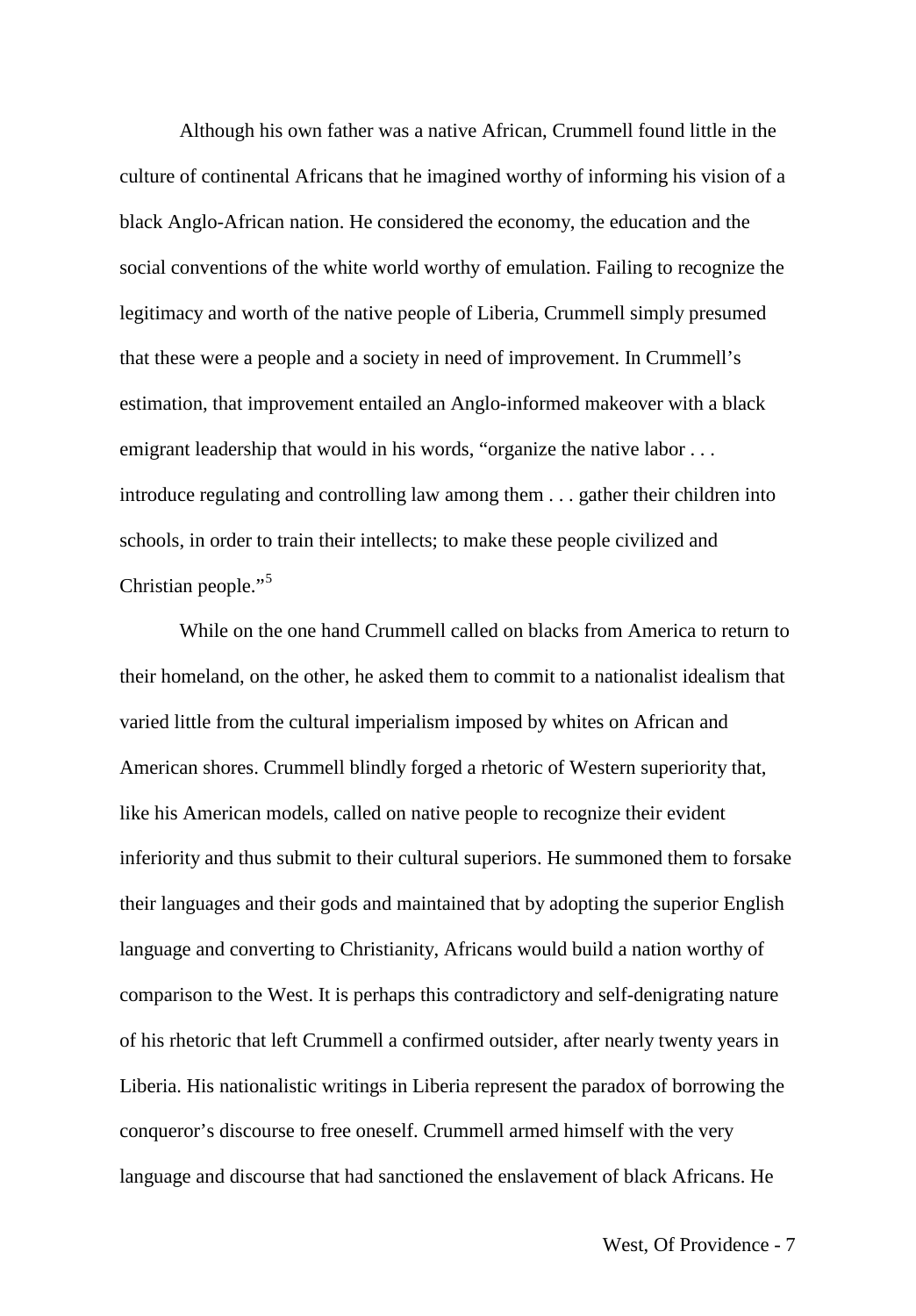Although his own father was a native African, Crummell found little in the culture of continental Africans that he imagined worthy of informing his vision of a black Anglo-African nation. He considered the economy, the education and the social conventions of the white world worthy of emulation. Failing to recognize the legitimacy and worth of the native people of Liberia, Crummell simply presumed that these were a people and a society in need of improvement. In Crummell's estimation, that improvement entailed an Anglo-informed makeover with a black emigrant leadership that would in his words, "organize the native labor . . . introduce regulating and controlling law among them . . . gather their children into schools, in order to train their intellects; to make these people civilized and Christian people."[5]

While on the one hand Crummell called on blacks from America to return to their homeland, on the other, he asked them to commit to a nationalist idealism that varied little from the cultural imperialism imposed by whites on African and American shores. Crummell blindly forged a rhetoric of Western superiority that, like his American models, called on native people to recognize their evident inferiority and thus submit to their cultural superiors. He summoned them to forsake their languages and their gods and maintained that by adopting the superior English language and converting to Christianity, Africans would build a nation worthy of comparison to the West. It is perhaps this contradictory and self-denigrating nature of his rhetoric that left Crummell a confirmed outsider, after nearly twenty years in Liberia. His nationalistic writings in Liberia represent the paradox of borrowing the conqueror's discourse to free oneself. Crummell armed himself with the very language and discourse that had sanctioned the enslavement of black Africans. He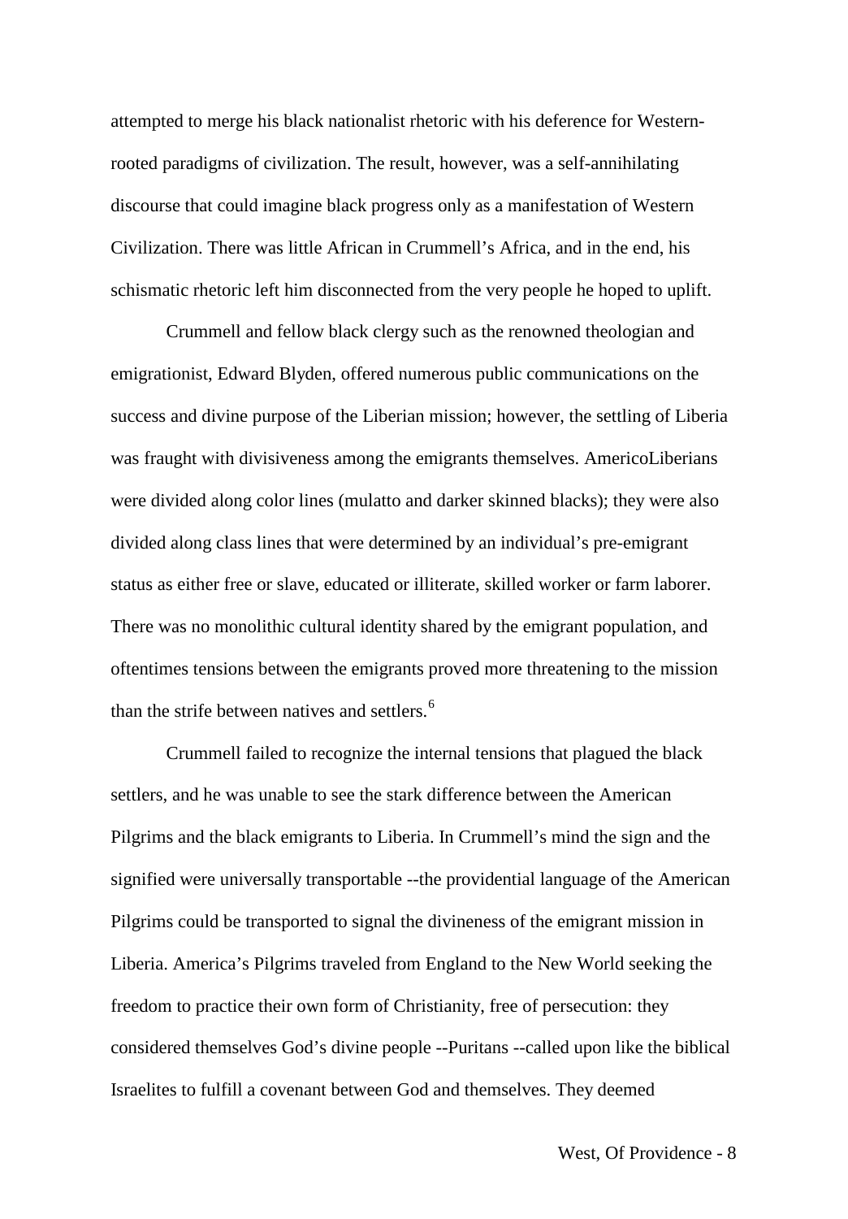attempted to merge his black nationalist rhetoric with his deference for Western-rooted paradigms of civilization. The result, however, was a self-annihilating discourse that could imagine black progress only as a manifestation of Western Civilization. There was little African in Crummell's Africa, and in the end, his schismatic rhetoric left him disconnected from the very people he hoped to uplift.

Crummell and fellow black clergy such as the renowned theologian and emigrationist, Edward Blyden, offered numerous public communications on the success and divine purpose of the Liberian mission; however, the settling of Liberia was fraught with divisiveness among the emigrants themselves. AmericoLiberians were divided along color lines (mulatto and darker skinned blacks); they were also divided along class lines that were determined by an individual's pre-emigrant status as either free or slave, educated or illiterate, skilled worker or farm laborer. There was no monolithic cultural identity shared by the emigrant population, and oftentimes tensions between the emigrants proved more threatening to the mission than the strife between natives and settlers.[6]

Crummell failed to recognize the internal tensions that plagued the black settlers, and he was unable to see the stark difference between the American Pilgrims and the black emigrants to Liberia. In Crummell's mind the sign and the signified were universally transportable --the providential language of the American Pilgrims could be transported to signal the divineness of the emigrant mission in Liberia. America's Pilgrims traveled from England to the New World seeking the freedom to practice their own form of Christianity, free of persecution: they considered themselves God's divine people --Puritans --called upon like the biblical Israelites to fulfill a covenant between God and themselves. They deemed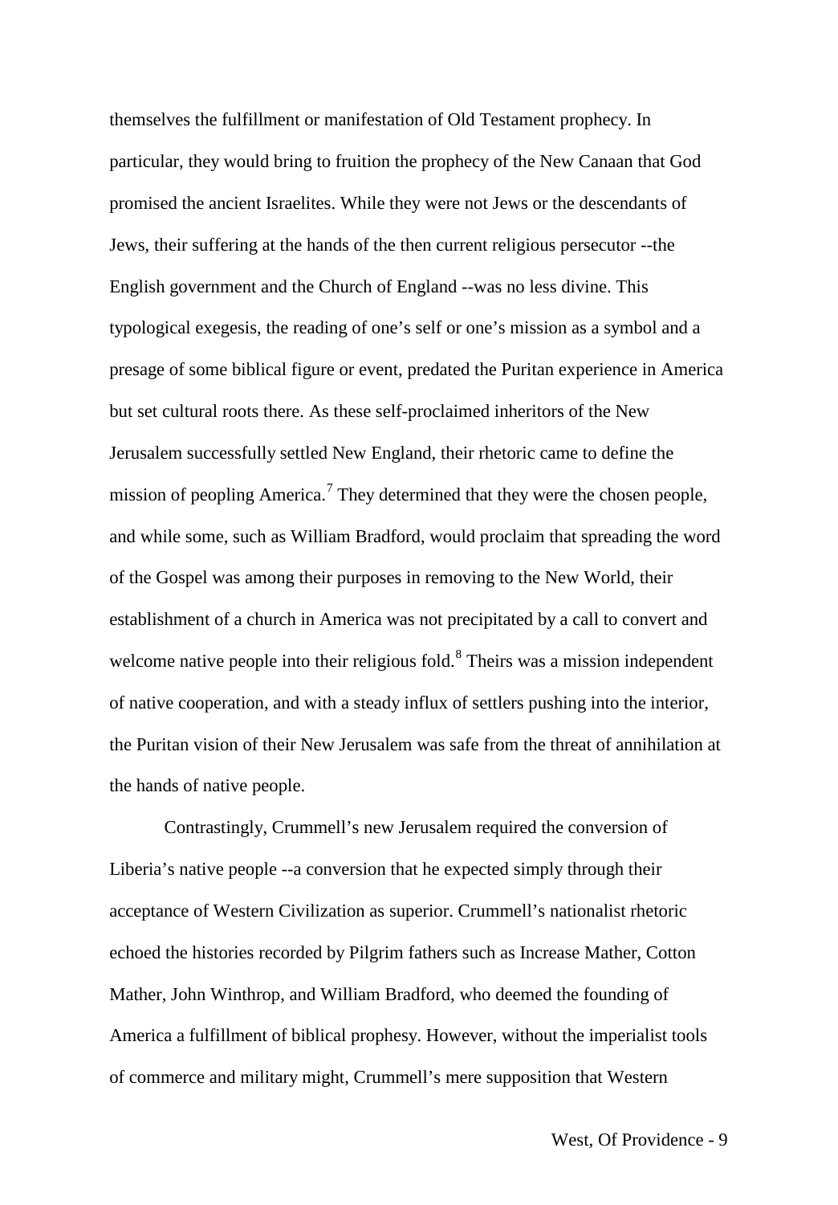themselves the fulfillment or manifestation of Old Testament prophecy. In particular, they would bring to fruition the prophecy of the New Canaan that God promised the ancient Israelites. While they were not Jews or the descendants of Jews, their suffering at the hands of the then current religious persecutor --the English government and the Church of England --was no less divine. This typological exegesis, the reading of one's self or one's mission as a symbol and a presage of some biblical figure or event, predated the Puritan experience in America but set cultural roots there. As these self-proclaimed inheritors of the New Jerusalem successfully settled New England, their rhetoric came to define the mission of peopling America.[7] They determined that they were the chosen people, and while some, such as William Bradford, would proclaim that spreading the word of the Gospel was among their purposes in removing to the New World, their establishment of a church in America was not precipitated by a call to convert and welcome native people into their religious fold.[8] Theirs was a mission independent of native cooperation, and with a steady influx of settlers pushing into the interior, the Puritan vision of their New Jerusalem was safe from the threat of annihilation at the hands of native people.

Contrastingly, Crummell's new Jerusalem required the conversion of Liberia's native people --a conversion that he expected simply through their acceptance of Western Civilization as superior. Crummell's nationalist rhetoric echoed the histories recorded by Pilgrim fathers such as Increase Mather, Cotton Mather, John Winthrop, and William Bradford, who deemed the founding of America a fulfillment of biblical prophesy. However, without the imperialist tools of commerce and military might, Crummell's mere supposition that Western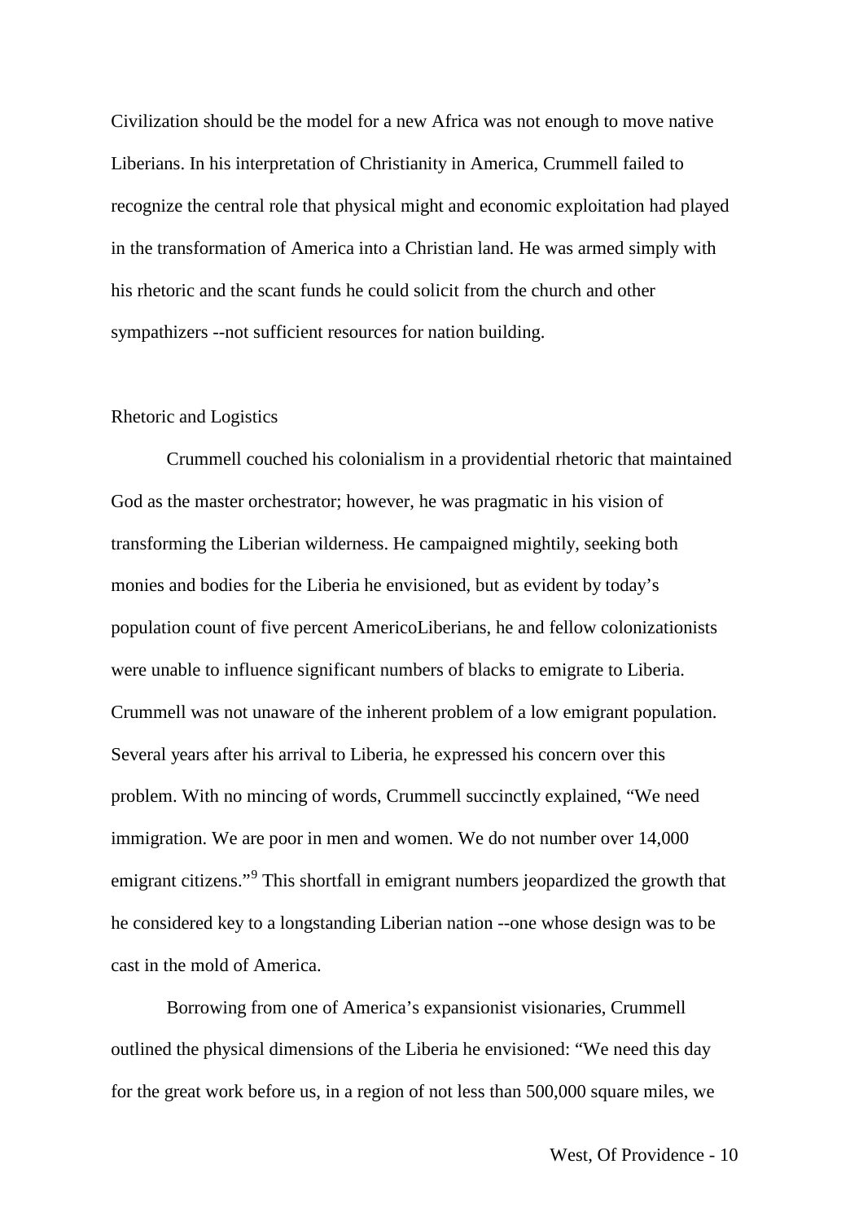Civilization should be the model for a new Africa was not enough to move native Liberians. In his interpretation of Christianity in America, Crummell failed to recognize the central role that physical might and economic exploitation had played in the transformation of America into a Christian land. He was armed simply with his rhetoric and the scant funds he could solicit from the church and other sympathizers --not sufficient resources for nation building.

## Rhetoric and Logistics

Crummell couched his colonialism in a providential rhetoric that maintained God as the master orchestrator; however, he was pragmatic in his vision of transforming the Liberian wilderness. He campaigned mightily, seeking both monies and bodies for the Liberia he envisioned, but as evident by today's population count of five percent AmericoLiberians, he and fellow colonizationists were unable to influence significant numbers of blacks to emigrate to Liberia. Crummell was not unaware of the inherent problem of a low emigrant population. Several years after his arrival to Liberia, he expressed his concern over this problem. With no mincing of words, Crummell succinctly explained, "We need immigration. We are poor in men and women. We do not number over 14,000 emigrant citizens."[9] This shortfall in emigrant numbers jeopardized the growth that he considered key to a longstanding Liberian nation --one whose design was to be cast in the mold of America.

Borrowing from one of America's expansionist visionaries, Crummell outlined the physical dimensions of the Liberia he envisioned: "We need this day for the great work before us, in a region of not less than 500,000 square miles, we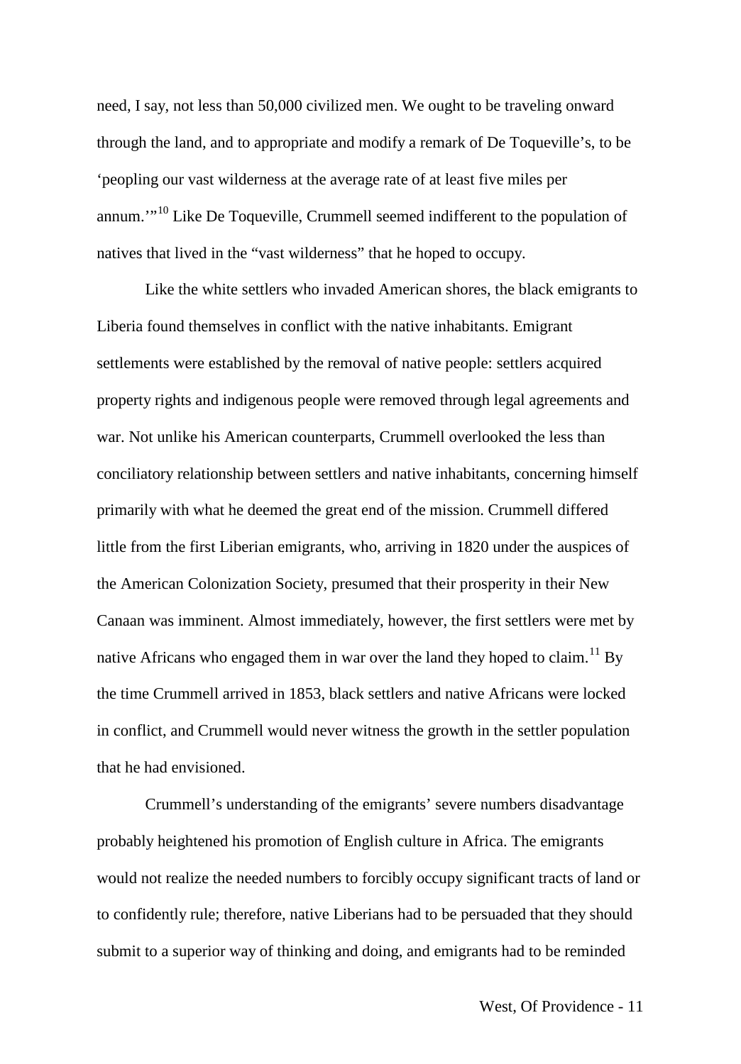need, I say, not less than 50,000 civilized men. We ought to be traveling onward through the land, and to appropriate and modify a remark of De Toqueville's, to be 'peopling our vast wilderness at the average rate of at least five miles per annum.'"[10] Like De Toqueville, Crummell seemed indifferent to the population of natives that lived in the "vast wilderness" that he hoped to occupy.

Like the white settlers who invaded American shores, the black emigrants to Liberia found themselves in conflict with the native inhabitants. Emigrant settlements were established by the removal of native people: settlers acquired property rights and indigenous people were removed through legal agreements and war. Not unlike his American counterparts, Crummell overlooked the less than conciliatory relationship between settlers and native inhabitants, concerning himself primarily with what he deemed the great end of the mission. Crummell differed little from the first Liberian emigrants, who, arriving in 1820 under the auspices of the American Colonization Society, presumed that their prosperity in their New Canaan was imminent. Almost immediately, however, the first settlers were met by native Africans who engaged them in war over the land they hoped to claim.[11] By the time Crummell arrived in 1853, black settlers and native Africans were locked in conflict, and Crummell would never witness the growth in the settler population that he had envisioned.

Crummell's understanding of the emigrants' severe numbers disadvantage probably heightened his promotion of English culture in Africa. The emigrants would not realize the needed numbers to forcibly occupy significant tracts of land or to confidently rule; therefore, native Liberians had to be persuaded that they should submit to a superior way of thinking and doing, and emigrants had to be reminded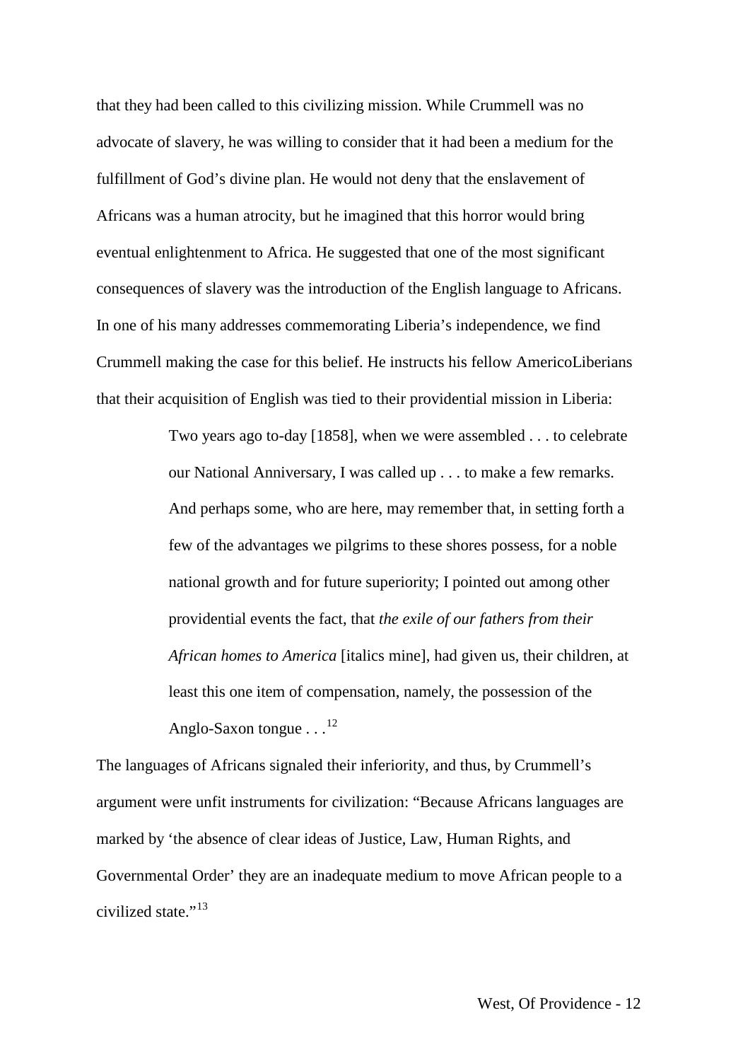that they had been called to this civilizing mission. While Crummell was no advocate of slavery, he was willing to consider that it had been a medium for the fulfillment of God's divine plan. He would not deny that the enslavement of Africans was a human atrocity, but he imagined that this horror would bring eventual enlightenment to Africa. He suggested that one of the most significant consequences of slavery was the introduction of the English language to Africans. In one of his many addresses commemorating Liberia's independence, we find Crummell making the case for this belief. He instructs his fellow AmericoLiberians that their acquisition of English was tied to their providential mission in Liberia:

> Two years ago to-day [1858], when we were assembled . . . to celebrate our National Anniversary, I was called up . . . to make a few remarks. And perhaps some, who are here, may remember that, in setting forth a few of the advantages we pilgrims to these shores possess, for a noble national growth and for future superiority; I pointed out among other providential events the fact, that *the exile of our fathers from their African homes to America* [italics mine], had given us, their children, at least this one item of compensation, namely, the possession of the Anglo-Saxon tongue . . .[12]

The languages of Africans signaled their inferiority, and thus, by Crummell's argument were unfit instruments for civilization: "Because Africans languages are marked by 'the absence of clear ideas of Justice, Law, Human Rights, and Governmental Order' they are an inadequate medium to move African people to a civilized state."[13]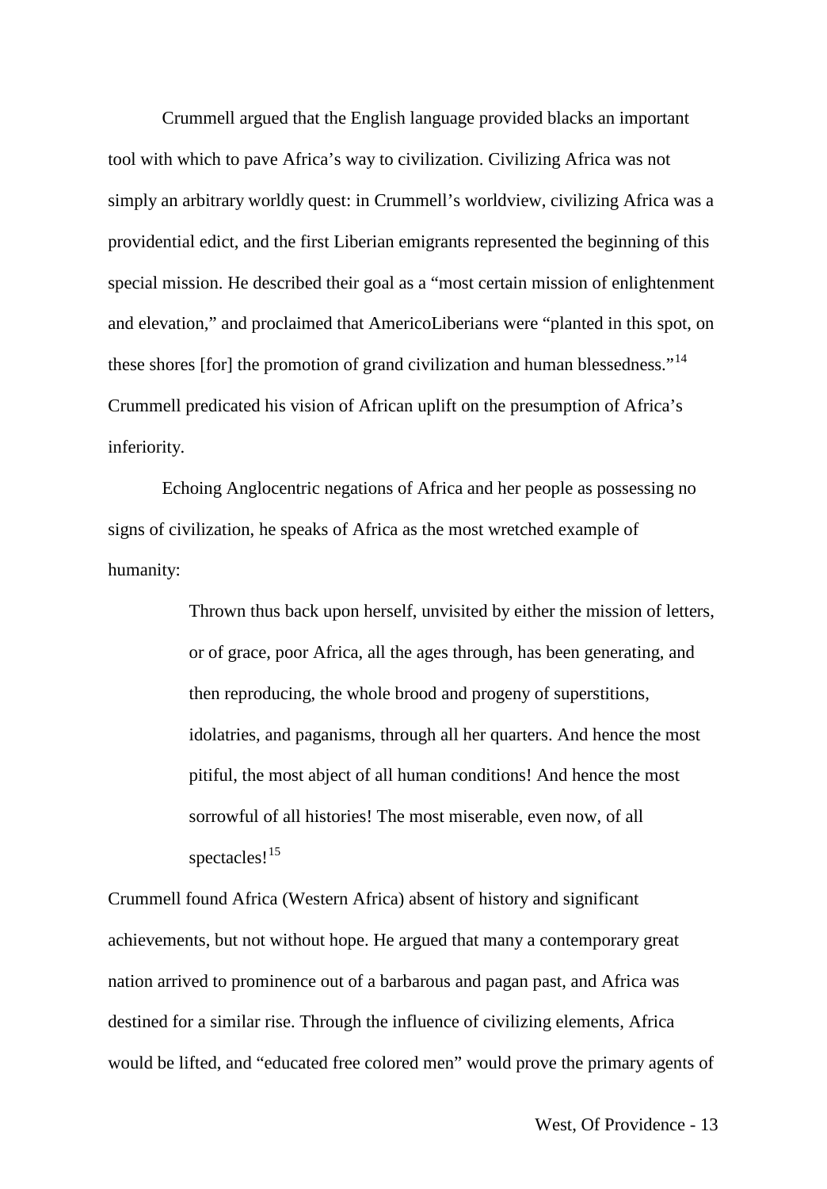Crummell argued that the English language provided blacks an important tool with which to pave Africa's way to civilization. Civilizing Africa was not simply an arbitrary worldly quest: in Crummell's worldview, civilizing Africa was a providential edict, and the first Liberian emigrants represented the beginning of this special mission. He described their goal as a "most certain mission of enlightenment and elevation," and proclaimed that AmericoLiberians were "planted in this spot, on these shores [for] the promotion of grand civilization and human blessedness."[14] Crummell predicated his vision of African uplift on the presumption of Africa's inferiority.

Echoing Anglocentric negations of Africa and her people as possessing no signs of civilization, he speaks of Africa as the most wretched example of humanity:

> Thrown thus back upon herself, unvisited by either the mission of letters, or of grace, poor Africa, all the ages through, has been generating, and then reproducing, the whole brood and progeny of superstitions, idolatries, and paganisms, through all her quarters. And hence the most pitiful, the most abject of all human conditions! And hence the most sorrowful of all histories! The most miserable, even now, of all spectacles![15]

Crummell found Africa (Western Africa) absent of history and significant achievements, but not without hope. He argued that many a contemporary great nation arrived to prominence out of a barbarous and pagan past, and Africa was destined for a similar rise. Through the influence of civilizing elements, Africa would be lifted, and "educated free colored men" would prove the primary agents of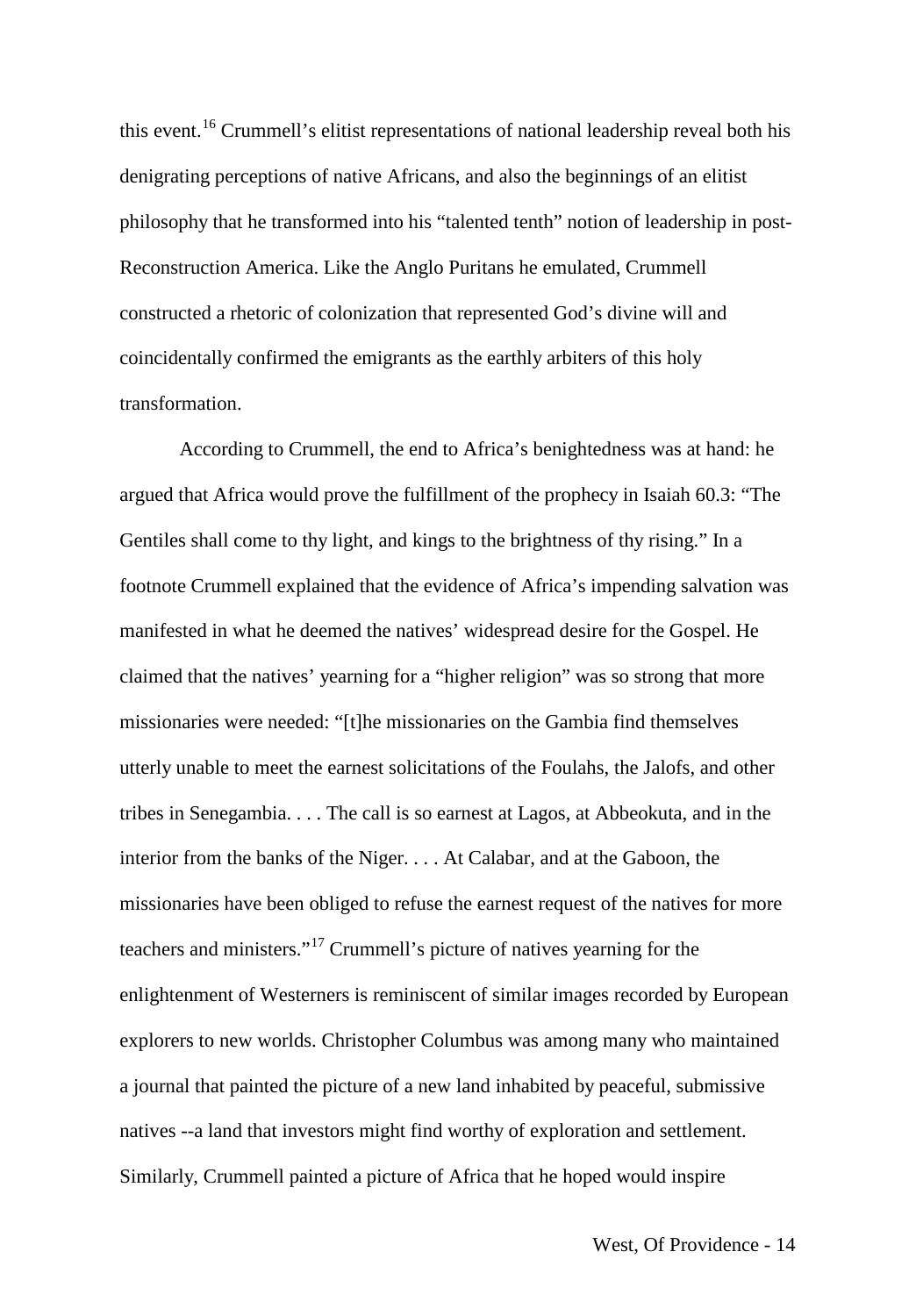this event.[16] Crummell's elitist representations of national leadership reveal both his denigrating perceptions of native Africans, and also the beginnings of an elitist philosophy that he transformed into his "talented tenth" notion of leadership in post-Reconstruction America. Like the Anglo Puritans he emulated, Crummell constructed a rhetoric of colonization that represented God's divine will and coincidentally confirmed the emigrants as the earthly arbiters of this holy transformation.

According to Crummell, the end to Africa's benightedness was at hand: he argued that Africa would prove the fulfillment of the prophecy in Isaiah 60.3: "The Gentiles shall come to thy light, and kings to the brightness of thy rising." In a footnote Crummell explained that the evidence of Africa's impending salvation was manifested in what he deemed the natives' widespread desire for the Gospel. He claimed that the natives' yearning for a "higher religion" was so strong that more missionaries were needed: "[t]he missionaries on the Gambia find themselves utterly unable to meet the earnest solicitations of the Foulahs, the Jalofs, and other tribes in Senegambia. . . . The call is so earnest at Lagos, at Abbeokuta, and in the interior from the banks of the Niger. . . . At Calabar, and at the Gaboon, the missionaries have been obliged to refuse the earnest request of the natives for more teachers and ministers."[17] Crummell's picture of natives yearning for the enlightenment of Westerners is reminiscent of similar images recorded by European explorers to new worlds. Christopher Columbus was among many who maintained a journal that painted the picture of a new land inhabited by peaceful, submissive natives --a land that investors might find worthy of exploration and settlement. Similarly, Crummell painted a picture of Africa that he hoped would inspire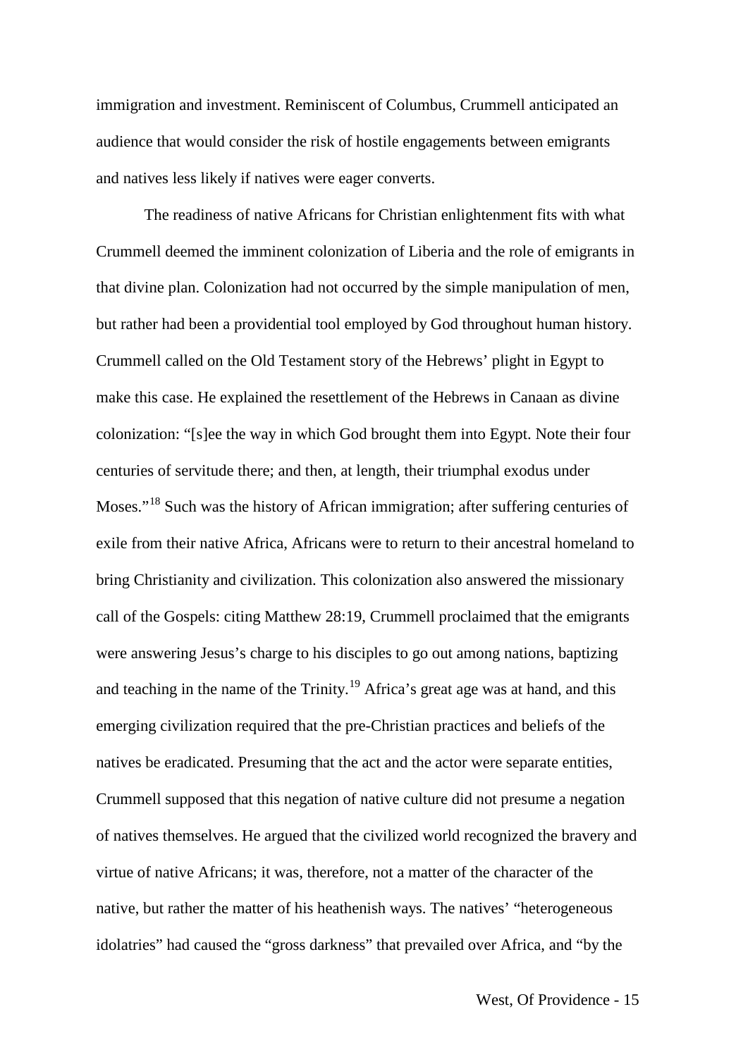immigration and investment. Reminiscent of Columbus, Crummell anticipated an audience that would consider the risk of hostile engagements between emigrants and natives less likely if natives were eager converts.

The readiness of native Africans for Christian enlightenment fits with what Crummell deemed the imminent colonization of Liberia and the role of emigrants in that divine plan. Colonization had not occurred by the simple manipulation of men, but rather had been a providential tool employed by God throughout human history. Crummell called on the Old Testament story of the Hebrews' plight in Egypt to make this case. He explained the resettlement of the Hebrews in Canaan as divine colonization: "[s]ee the way in which God brought them into Egypt. Note their four centuries of servitude there; and then, at length, their triumphal exodus under Moses."[18] Such was the history of African immigration; after suffering centuries of exile from their native Africa, Africans were to return to their ancestral homeland to bring Christianity and civilization. This colonization also answered the missionary call of the Gospels: citing Matthew 28:19, Crummell proclaimed that the emigrants were answering Jesus's charge to his disciples to go out among nations, baptizing and teaching in the name of the Trinity.[19] Africa's great age was at hand, and this emerging civilization required that the pre-Christian practices and beliefs of the natives be eradicated. Presuming that the act and the actor were separate entities, Crummell supposed that this negation of native culture did not presume a negation of natives themselves. He argued that the civilized world recognized the bravery and virtue of native Africans; it was, therefore, not a matter of the character of the native, but rather the matter of his heathenish ways. The natives' "heterogeneous idolatries" had caused the "gross darkness" that prevailed over Africa, and "by the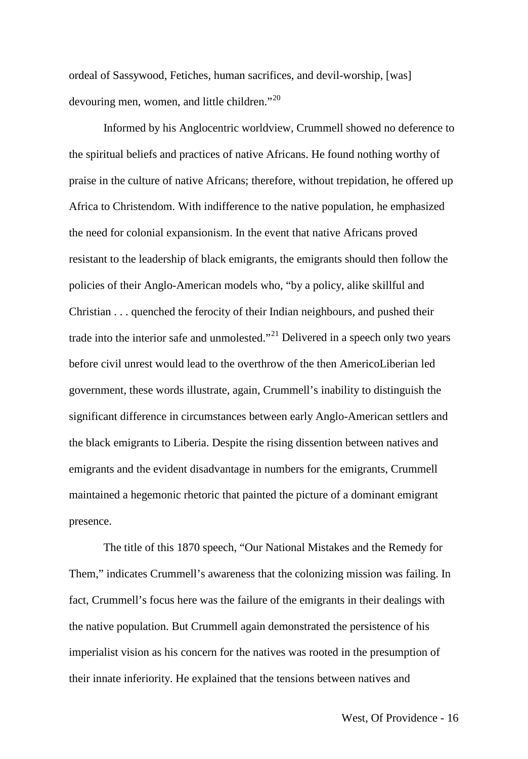ordeal of Sassywood, Fetiches, human sacrifices, and devil-worship, [was] devouring men, women, and little children."[20]

Informed by his Anglocentric worldview, Crummell showed no deference to the spiritual beliefs and practices of native Africans. He found nothing worthy of praise in the culture of native Africans; therefore, without trepidation, he offered up Africa to Christendom. With indifference to the native population, he emphasized the need for colonial expansionism. In the event that native Africans proved resistant to the leadership of black emigrants, the emigrants should then follow the policies of their Anglo-American models who, "by a policy, alike skillful and Christian . . . quenched the ferocity of their Indian neighbours, and pushed their trade into the interior safe and unmolested."[21] Delivered in a speech only two years before civil unrest would lead to the overthrow of the then AmericoLiberian led government, these words illustrate, again, Crummell's inability to distinguish the significant difference in circumstances between early Anglo-American settlers and the black emigrants to Liberia. Despite the rising dissention between natives and emigrants and the evident disadvantage in numbers for the emigrants, Crummell maintained a hegemonic rhetoric that painted the picture of a dominant emigrant presence.

The title of this 1870 speech, "Our National Mistakes and the Remedy for Them," indicates Crummell's awareness that the colonizing mission was failing. In fact, Crummell's focus here was the failure of the emigrants in their dealings with the native population. But Crummell again demonstrated the persistence of his imperialist vision as his concern for the natives was rooted in the presumption of their innate inferiority. He explained that the tensions between natives and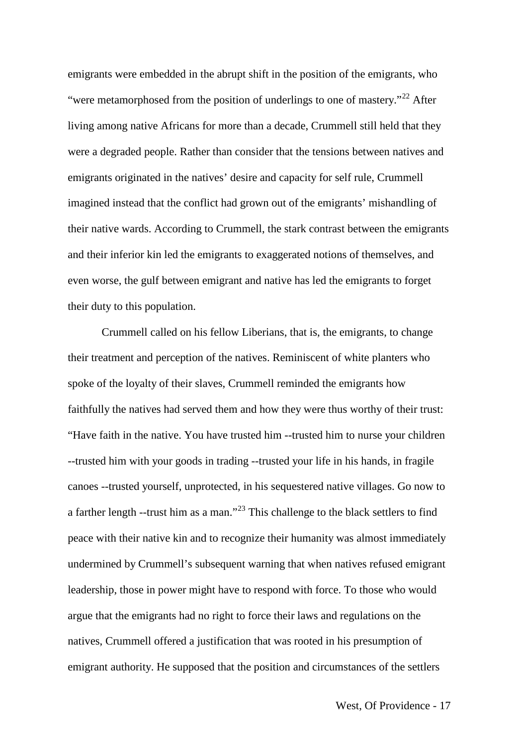emigrants were embedded in the abrupt shift in the position of the emigrants, who "were metamorphosed from the position of underlings to one of mastery."[22] After living among native Africans for more than a decade, Crummell still held that they were a degraded people. Rather than consider that the tensions between natives and emigrants originated in the natives' desire and capacity for self rule, Crummell imagined instead that the conflict had grown out of the emigrants' mishandling of their native wards. According to Crummell, the stark contrast between the emigrants and their inferior kin led the emigrants to exaggerated notions of themselves, and even worse, the gulf between emigrant and native has led the emigrants to forget their duty to this population.

Crummell called on his fellow Liberians, that is, the emigrants, to change their treatment and perception of the natives. Reminiscent of white planters who spoke of the loyalty of their slaves, Crummell reminded the emigrants how faithfully the natives had served them and how they were thus worthy of their trust: "Have faith in the native. You have trusted him --trusted him to nurse your children --trusted him with your goods in trading --trusted your life in his hands, in fragile canoes --trusted yourself, unprotected, in his sequestered native villages. Go now to a farther length --trust him as a man."[23] This challenge to the black settlers to find peace with their native kin and to recognize their humanity was almost immediately undermined by Crummell's subsequent warning that when natives refused emigrant leadership, those in power might have to respond with force. To those who would argue that the emigrants had no right to force their laws and regulations on the natives, Crummell offered a justification that was rooted in his presumption of emigrant authority. He supposed that the position and circumstances of the settlers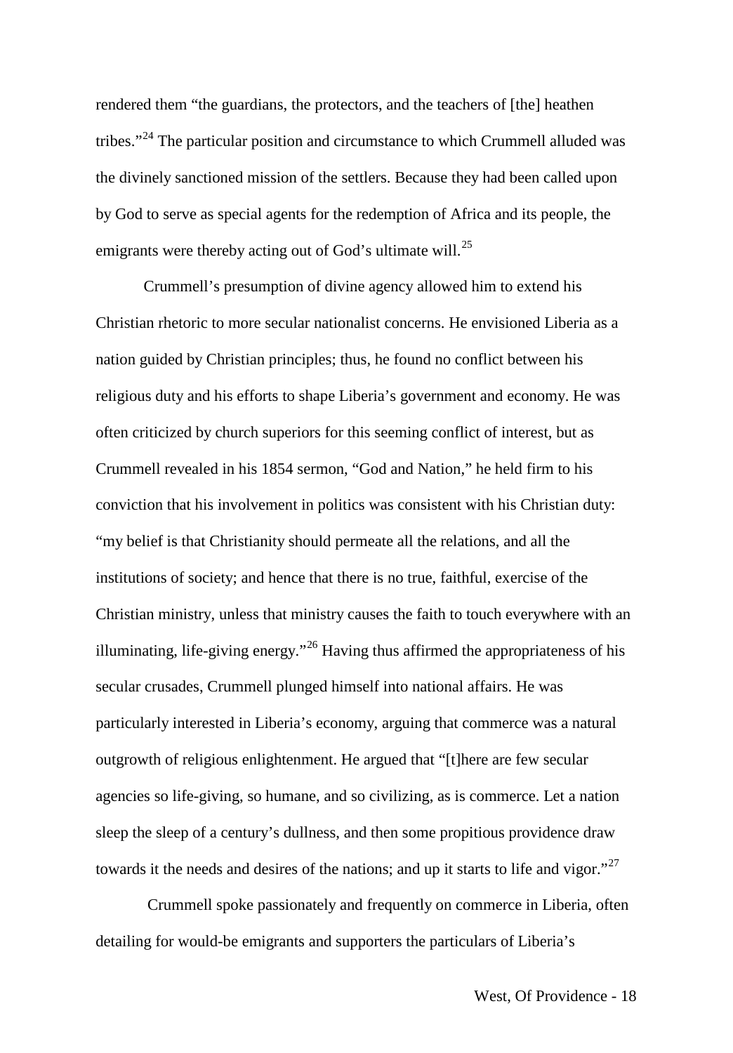rendered them “the guardians, the protectors, and the teachers of [the] heathen tribes.”[24] The particular position and circumstance to which Crummell alluded was the divinely sanctioned mission of the settlers. Because they had been called upon by God to serve as special agents for the redemption of Africa and its people, the emigrants were thereby acting out of God’s ultimate will.[25]

Crummell’s presumption of divine agency allowed him to extend his Christian rhetoric to more secular nationalist concerns. He envisioned Liberia as a nation guided by Christian principles; thus, he found no conflict between his religious duty and his efforts to shape Liberia’s government and economy. He was often criticized by church superiors for this seeming conflict of interest, but as Crummell revealed in his 1854 sermon, “God and Nation,” he held firm to his conviction that his involvement in politics was consistent with his Christian duty: “my belief is that Christianity should permeate all the relations, and all the institutions of society; and hence that there is no true, faithful, exercise of the Christian ministry, unless that ministry causes the faith to touch everywhere with an illuminating, life-giving energy.”[26] Having thus affirmed the appropriateness of his secular crusades, Crummell plunged himself into national affairs. He was particularly interested in Liberia’s economy, arguing that commerce was a natural outgrowth of religious enlightenment. He argued that “[t]here are few secular agencies so life-giving, so humane, and so civilizing, as is commerce. Let a nation sleep the sleep of a century’s dullness, and then some propitious providence draw towards it the needs and desires of the nations; and up it starts to life and vigor.”[27]

Crummell spoke passionately and frequently on commerce in Liberia, often detailing for would-be emigrants and supporters the particulars of Liberia’s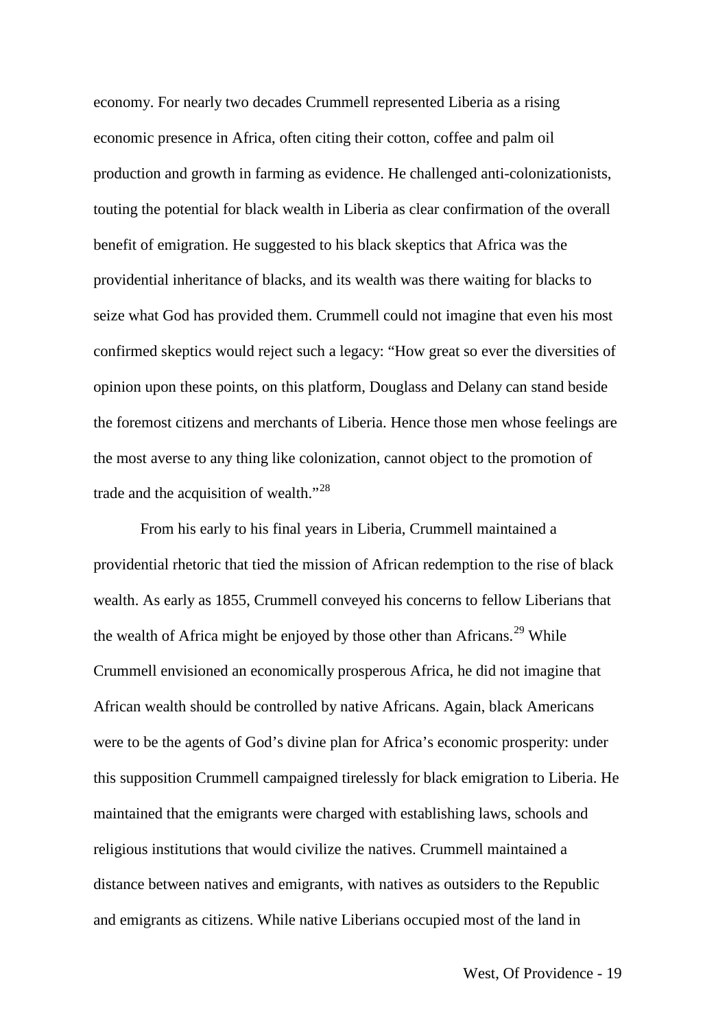economy. For nearly two decades Crummell represented Liberia as a rising economic presence in Africa, often citing their cotton, coffee and palm oil production and growth in farming as evidence. He challenged anti-colonizationists, touting the potential for black wealth in Liberia as clear confirmation of the overall benefit of emigration. He suggested to his black skeptics that Africa was the providential inheritance of blacks, and its wealth was there waiting for blacks to seize what God has provided them. Crummell could not imagine that even his most confirmed skeptics would reject such a legacy: "How great so ever the diversities of opinion upon these points, on this platform, Douglass and Delany can stand beside the foremost citizens and merchants of Liberia. Hence those men whose feelings are the most averse to any thing like colonization, cannot object to the promotion of trade and the acquisition of wealth."[28]

From his early to his final years in Liberia, Crummell maintained a providential rhetoric that tied the mission of African redemption to the rise of black wealth. As early as 1855, Crummell conveyed his concerns to fellow Liberians that the wealth of Africa might be enjoyed by those other than Africans.[29] While Crummell envisioned an economically prosperous Africa, he did not imagine that African wealth should be controlled by native Africans. Again, black Americans were to be the agents of God's divine plan for Africa's economic prosperity: under this supposition Crummell campaigned tirelessly for black emigration to Liberia. He maintained that the emigrants were charged with establishing laws, schools and religious institutions that would civilize the natives. Crummell maintained a distance between natives and emigrants, with natives as outsiders to the Republic and emigrants as citizens. While native Liberians occupied most of the land in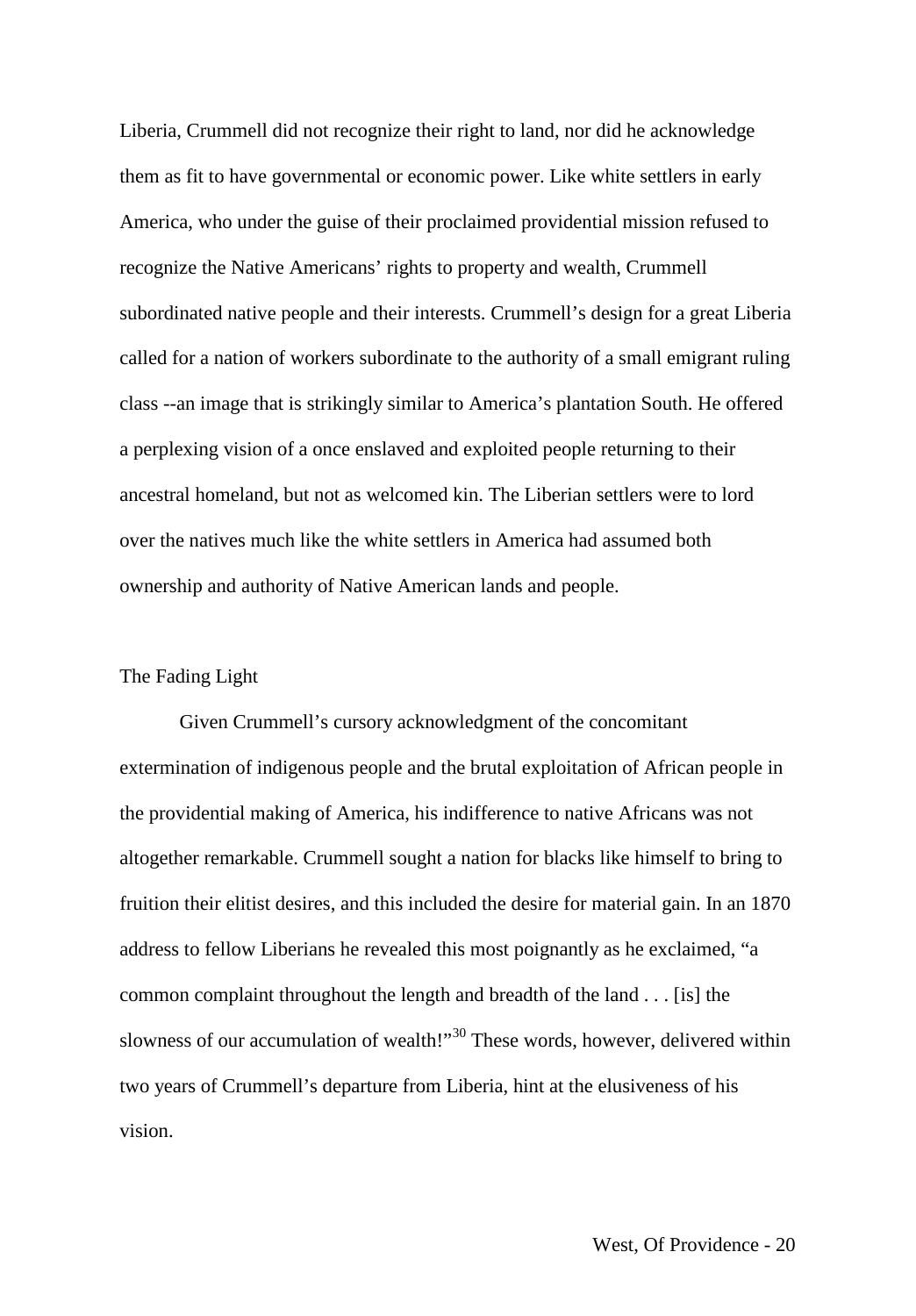Liberia, Crummell did not recognize their right to land, nor did he acknowledge them as fit to have governmental or economic power. Like white settlers in early America, who under the guise of their proclaimed providential mission refused to recognize the Native Americans' rights to property and wealth, Crummell subordinated native people and their interests. Crummell's design for a great Liberia called for a nation of workers subordinate to the authority of a small emigrant ruling class --an image that is strikingly similar to America's plantation South. He offered a perplexing vision of a once enslaved and exploited people returning to their ancestral homeland, but not as welcomed kin. The Liberian settlers were to lord over the natives much like the white settlers in America had assumed both ownership and authority of Native American lands and people.

## The Fading Light

Given Crummell's cursory acknowledgment of the concomitant extermination of indigenous people and the brutal exploitation of African people in the providential making of America, his indifference to native Africans was not altogether remarkable. Crummell sought a nation for blacks like himself to bring to fruition their elitist desires, and this included the desire for material gain. In an 1870 address to fellow Liberians he revealed this most poignantly as he exclaimed, "a common complaint throughout the length and breadth of the land . . . [is] the slowness of our accumulation of wealth!"[30] These words, however, delivered within two years of Crummell's departure from Liberia, hint at the elusiveness of his vision.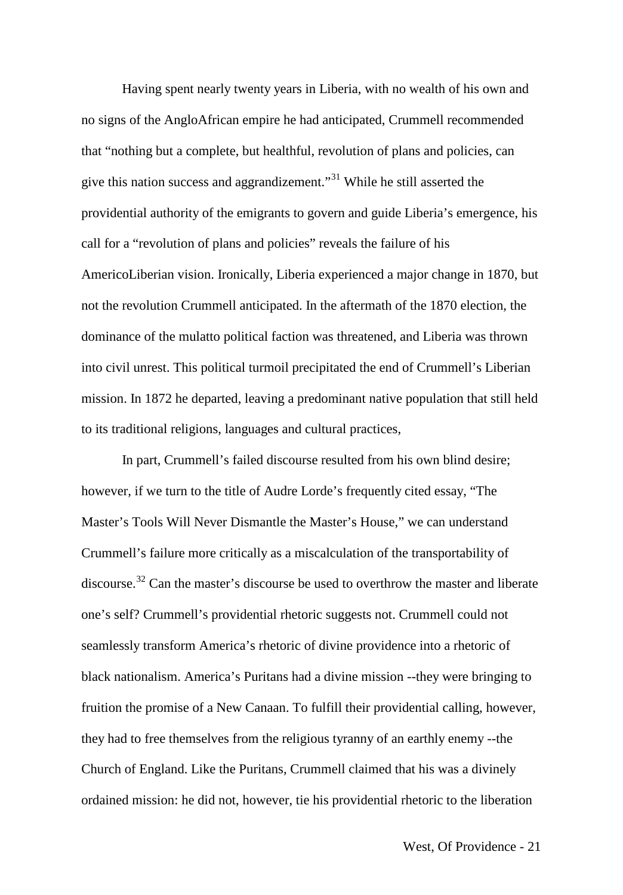Having spent nearly twenty years in Liberia, with no wealth of his own and no signs of the AngloAfrican empire he had anticipated, Crummell recommended that "nothing but a complete, but healthful, revolution of plans and policies, can give this nation success and aggrandizement."[31] While he still asserted the providential authority of the emigrants to govern and guide Liberia's emergence, his call for a "revolution of plans and policies" reveals the failure of his AmericoLiberian vision. Ironically, Liberia experienced a major change in 1870, but not the revolution Crummell anticipated. In the aftermath of the 1870 election, the dominance of the mulatto political faction was threatened, and Liberia was thrown into civil unrest. This political turmoil precipitated the end of Crummell's Liberian mission. In 1872 he departed, leaving a predominant native population that still held to its traditional religions, languages and cultural practices,

In part, Crummell's failed discourse resulted from his own blind desire; however, if we turn to the title of Audre Lorde's frequently cited essay, "The Master's Tools Will Never Dismantle the Master's House," we can understand Crummell's failure more critically as a miscalculation of the transportability of discourse.[32] Can the master's discourse be used to overthrow the master and liberate one's self? Crummell's providential rhetoric suggests not. Crummell could not seamlessly transform America's rhetoric of divine providence into a rhetoric of black nationalism. America's Puritans had a divine mission --they were bringing to fruition the promise of a New Canaan. To fulfill their providential calling, however, they had to free themselves from the religious tyranny of an earthly enemy --the Church of England. Like the Puritans, Crummell claimed that his was a divinely ordained mission: he did not, however, tie his providential rhetoric to the liberation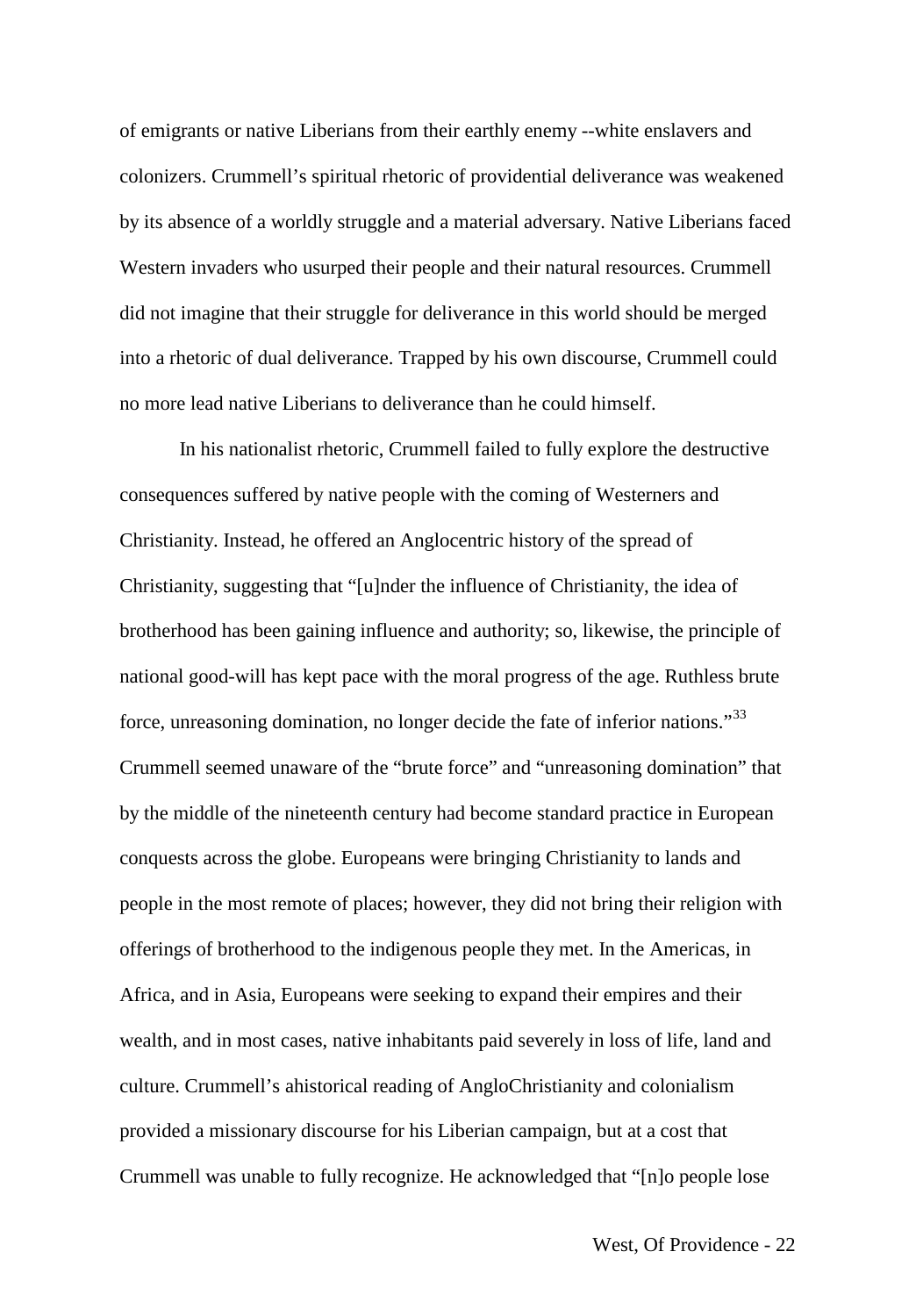of emigrants or native Liberians from their earthly enemy --white enslavers and colonizers. Crummell's spiritual rhetoric of providential deliverance was weakened by its absence of a worldly struggle and a material adversary. Native Liberians faced Western invaders who usurped their people and their natural resources. Crummell did not imagine that their struggle for deliverance in this world should be merged into a rhetoric of dual deliverance. Trapped by his own discourse, Crummell could no more lead native Liberians to deliverance than he could himself.

In his nationalist rhetoric, Crummell failed to fully explore the destructive consequences suffered by native people with the coming of Westerners and Christianity. Instead, he offered an Anglocentric history of the spread of Christianity, suggesting that "[u]nder the influence of Christianity, the idea of brotherhood has been gaining influence and authority; so, likewise, the principle of national good-will has kept pace with the moral progress of the age. Ruthless brute force, unreasoning domination, no longer decide the fate of inferior nations."[33] Crummell seemed unaware of the "brute force" and "unreasoning domination" that by the middle of the nineteenth century had become standard practice in European conquests across the globe. Europeans were bringing Christianity to lands and people in the most remote of places; however, they did not bring their religion with offerings of brotherhood to the indigenous people they met. In the Americas, in Africa, and in Asia, Europeans were seeking to expand their empires and their wealth, and in most cases, native inhabitants paid severely in loss of life, land and culture. Crummell's ahistorical reading of AngloChristianity and colonialism provided a missionary discourse for his Liberian campaign, but at a cost that Crummell was unable to fully recognize. He acknowledged that "[n]o people lose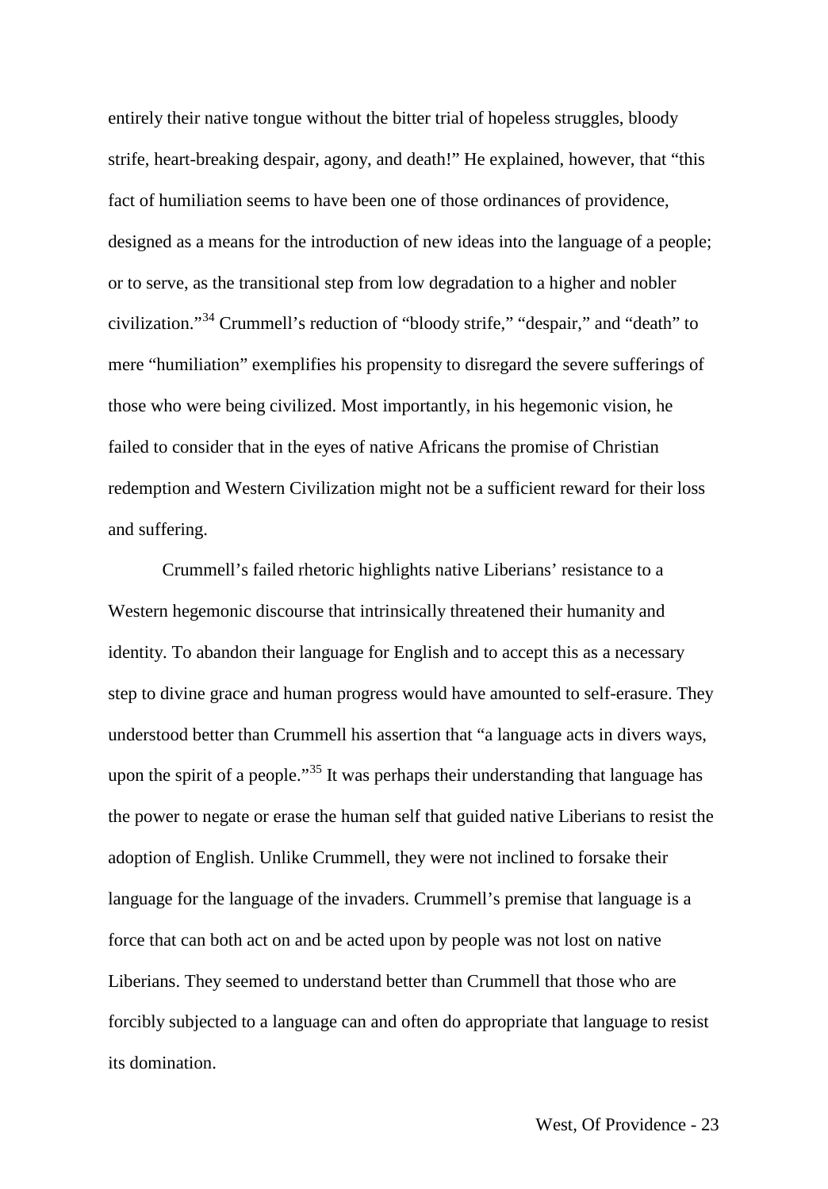entirely their native tongue without the bitter trial of hopeless struggles, bloody strife, heart-breaking despair, agony, and death!" He explained, however, that "this fact of humiliation seems to have been one of those ordinances of providence, designed as a means for the introduction of new ideas into the language of a people; or to serve, as the transitional step from low degradation to a higher and nobler civilization."[34] Crummell's reduction of "bloody strife," "despair," and "death" to mere "humiliation" exemplifies his propensity to disregard the severe sufferings of those who were being civilized. Most importantly, in his hegemonic vision, he failed to consider that in the eyes of native Africans the promise of Christian redemption and Western Civilization might not be a sufficient reward for their loss and suffering.

Crummell's failed rhetoric highlights native Liberians' resistance to a Western hegemonic discourse that intrinsically threatened their humanity and identity. To abandon their language for English and to accept this as a necessary step to divine grace and human progress would have amounted to self-erasure. They understood better than Crummell his assertion that "a language acts in divers ways, upon the spirit of a people."[35] It was perhaps their understanding that language has the power to negate or erase the human self that guided native Liberians to resist the adoption of English. Unlike Crummell, they were not inclined to forsake their language for the language of the invaders. Crummell's premise that language is a force that can both act on and be acted upon by people was not lost on native Liberians. They seemed to understand better than Crummell that those who are forcibly subjected to a language can and often do appropriate that language to resist its domination.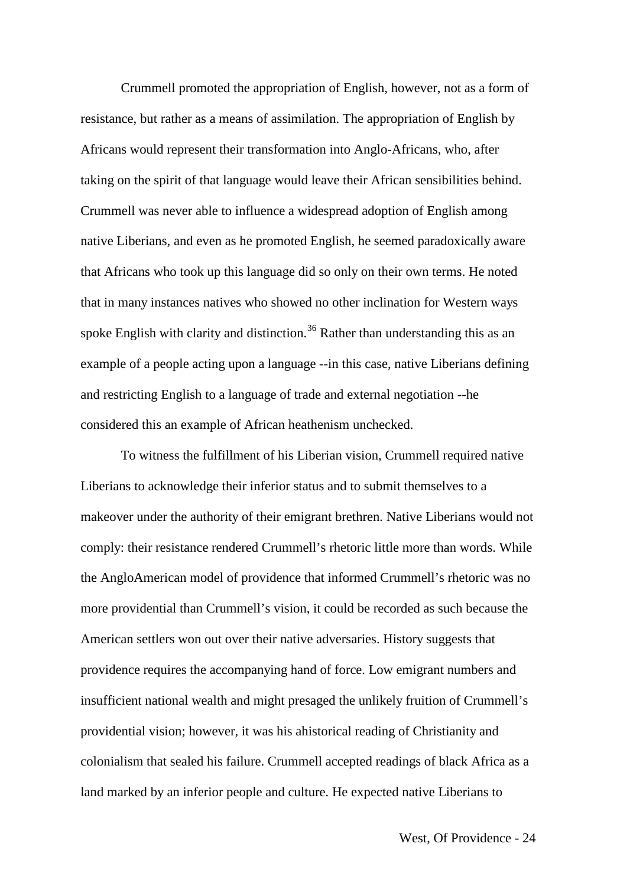Crummell promoted the appropriation of English, however, not as a form of resistance, but rather as a means of assimilation. The appropriation of English by Africans would represent their transformation into Anglo-Africans, who, after taking on the spirit of that language would leave their African sensibilities behind. Crummell was never able to influence a widespread adoption of English among native Liberians, and even as he promoted English, he seemed paradoxically aware that Africans who took up this language did so only on their own terms. He noted that in many instances natives who showed no other inclination for Western ways spoke English with clarity and distinction.[36] Rather than understanding this as an example of a people acting upon a language --in this case, native Liberians defining and restricting English to a language of trade and external negotiation --he considered this an example of African heathenism unchecked.

To witness the fulfillment of his Liberian vision, Crummell required native Liberians to acknowledge their inferior status and to submit themselves to a makeover under the authority of their emigrant brethren. Native Liberians would not comply: their resistance rendered Crummell's rhetoric little more than words. While the AngloAmerican model of providence that informed Crummell's rhetoric was no more providential than Crummell's vision, it could be recorded as such because the American settlers won out over their native adversaries. History suggests that providence requires the accompanying hand of force. Low emigrant numbers and insufficient national wealth and might presaged the unlikely fruition of Crummell's providential vision; however, it was his ahistorical reading of Christianity and colonialism that sealed his failure. Crummell accepted readings of black Africa as a land marked by an inferior people and culture. He expected native Liberians to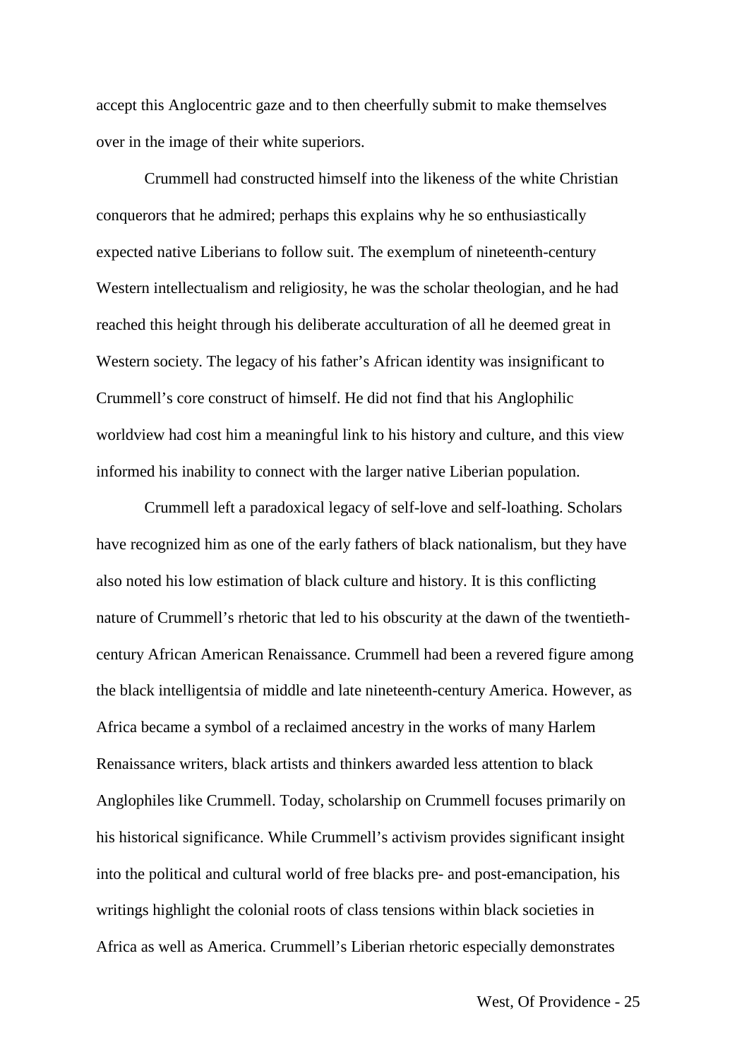accept this Anglocentric gaze and to then cheerfully submit to make themselves over in the image of their white superiors.

Crummell had constructed himself into the likeness of the white Christian conquerors that he admired; perhaps this explains why he so enthusiastically expected native Liberians to follow suit. The exemplum of nineteenth-century Western intellectualism and religiosity, he was the scholar theologian, and he had reached this height through his deliberate acculturation of all he deemed great in Western society. The legacy of his father's African identity was insignificant to Crummell's core construct of himself. He did not find that his Anglophilic worldview had cost him a meaningful link to his history and culture, and this view informed his inability to connect with the larger native Liberian population.

Crummell left a paradoxical legacy of self-love and self-loathing. Scholars have recognized him as one of the early fathers of black nationalism, but they have also noted his low estimation of black culture and history. It is this conflicting nature of Crummell's rhetoric that led to his obscurity at the dawn of the twentieth-century African American Renaissance. Crummell had been a revered figure among the black intelligentsia of middle and late nineteenth-century America. However, as Africa became a symbol of a reclaimed ancestry in the works of many Harlem Renaissance writers, black artists and thinkers awarded less attention to black Anglophiles like Crummell. Today, scholarship on Crummell focuses primarily on his historical significance. While Crummell's activism provides significant insight into the political and cultural world of free blacks pre- and post-emancipation, his writings highlight the colonial roots of class tensions within black societies in Africa as well as America. Crummell's Liberian rhetoric especially demonstrates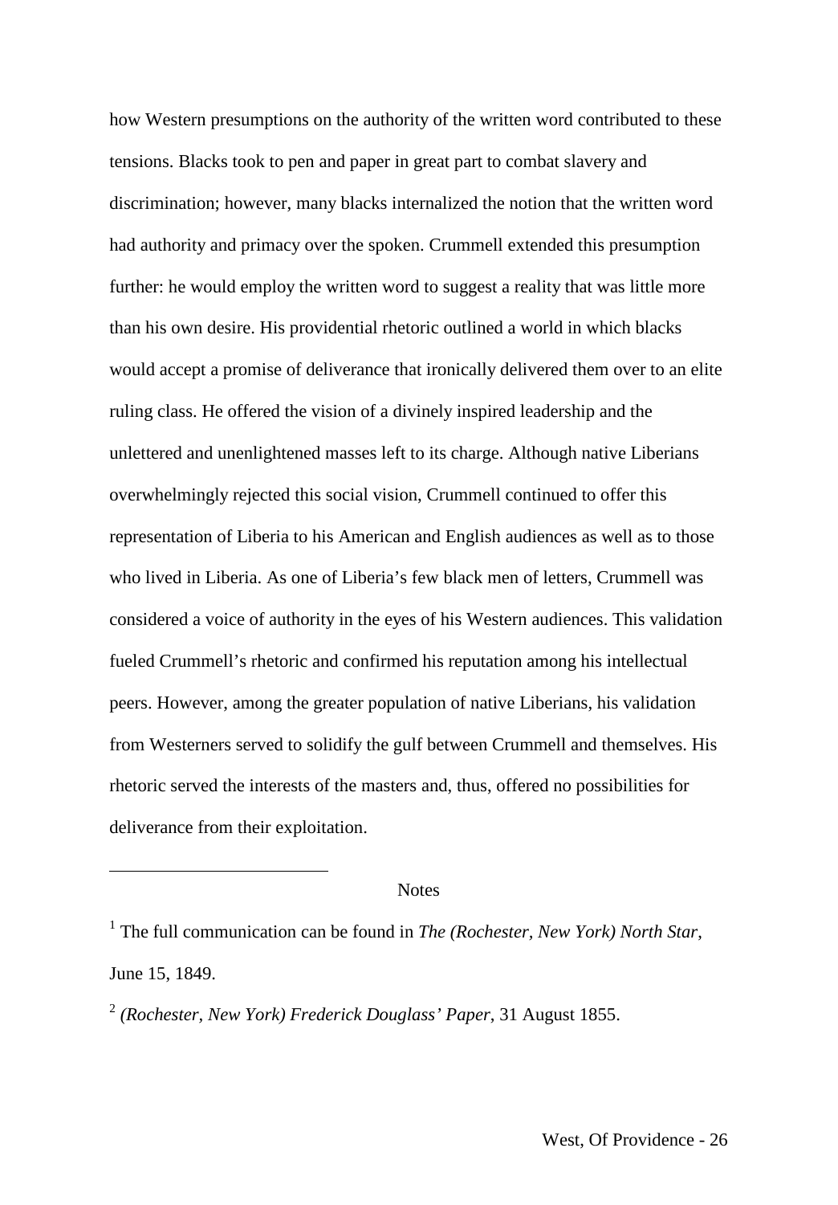how Western presumptions on the authority of the written word contributed to these tensions. Blacks took to pen and paper in great part to combat slavery and discrimination; however, many blacks internalized the notion that the written word had authority and primacy over the spoken. Crummell extended this presumption further: he would employ the written word to suggest a reality that was little more than his own desire. His providential rhetoric outlined a world in which blacks would accept a promise of deliverance that ironically delivered them over to an elite ruling class. He offered the vision of a divinely inspired leadership and the unlettered and unenlightened masses left to its charge. Although native Liberians overwhelmingly rejected this social vision, Crummell continued to offer this representation of Liberia to his American and English audiences as well as to those who lived in Liberia. As one of Liberia's few black men of letters, Crummell was considered a voice of authority in the eyes of his Western audiences. This validation fueled Crummell's rhetoric and confirmed his reputation among his intellectual peers. However, among the greater population of native Liberians, his validation from Westerners served to solidify the gulf between Crummell and themselves. His rhetoric served the interests of the masters and, thus, offered no possibilities for deliverance from their exploitation.

---

Notes

[1] The full communication can be found in *The (Rochester, New York) North Star*, June 15, 1849.

[2] *(Rochester, New York) Frederick Douglass' Paper*, 31 August 1855.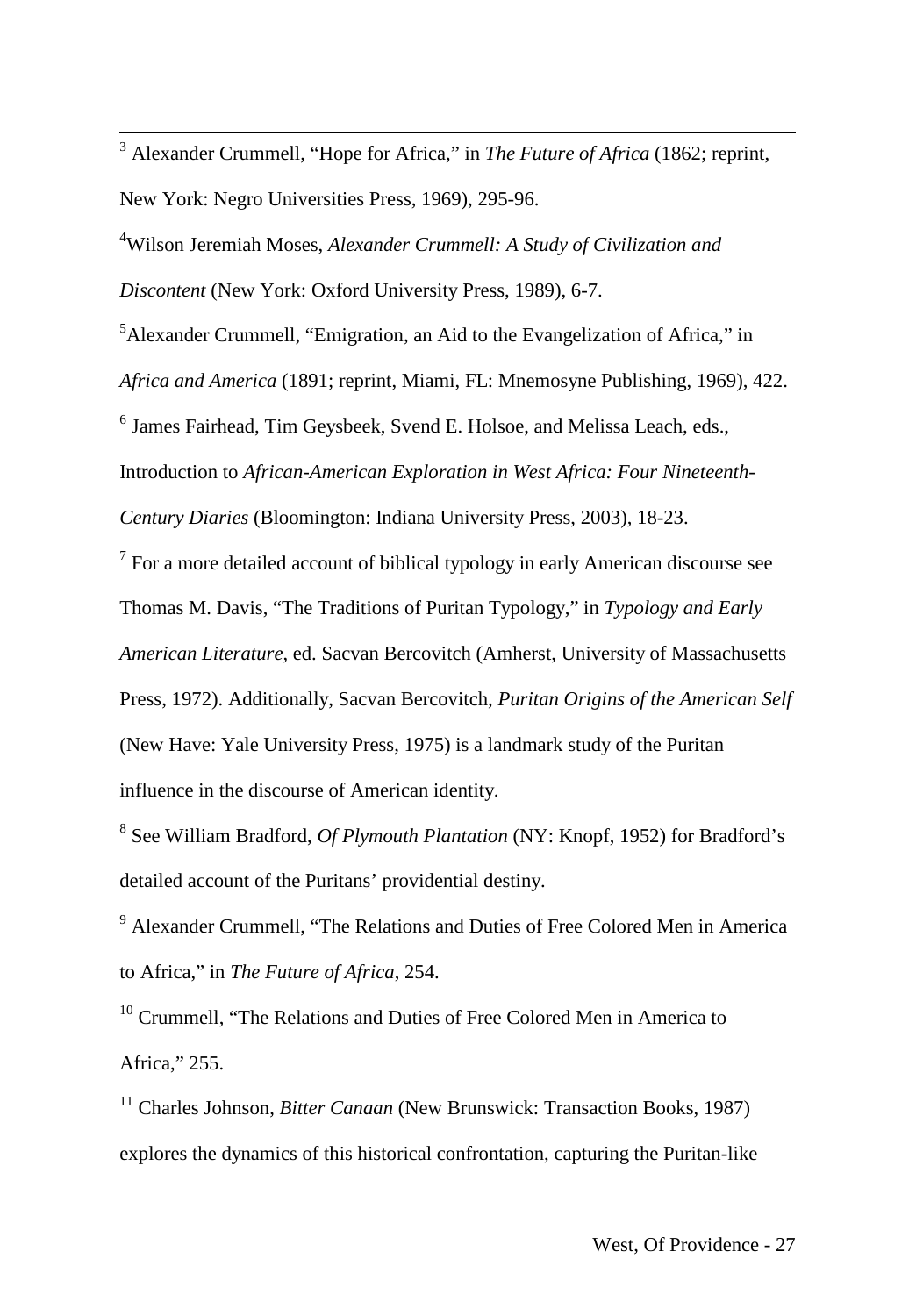[3] Alexander Crummell, "Hope for Africa," in *The Future of Africa* (1862; reprint, New York: Negro Universities Press, 1969), 295-96.

[4] Wilson Jeremiah Moses, *Alexander Crummell: A Study of Civilization and Discontent* (New York: Oxford University Press, 1989), 6-7.

[5] Alexander Crummell, "Emigration, an Aid to the Evangelization of Africa," in *Africa and America* (1891; reprint, Miami, FL: Mnemosyne Publishing, 1969), 422.

[6] James Fairhead, Tim Geysbeek, Svend E. Holsoe, and Melissa Leach, eds., Introduction to *African-American Exploration in West Africa: Four Nineteenth-Century Diaries* (Bloomington: Indiana University Press, 2003), 18-23.

[7] For a more detailed account of biblical typology in early American discourse see Thomas M. Davis, "The Traditions of Puritan Typology," in *Typology and Early American Literature*, ed. Sacvan Bercovitch (Amherst, University of Massachusetts Press, 1972). Additionally, Sacvan Bercovitch, *Puritan Origins of the American Self* (New Have: Yale University Press, 1975) is a landmark study of the Puritan influence in the discourse of American identity.

[8] See William Bradford, *Of Plymouth Plantation* (NY: Knopf, 1952) for Bradford's detailed account of the Puritans' providential destiny.

[9] Alexander Crummell, "The Relations and Duties of Free Colored Men in America to Africa," in *The Future of Africa*, 254.

[10] Crummell, "The Relations and Duties of Free Colored Men in America to Africa," 255.

[11] Charles Johnson, *Bitter Canaan* (New Brunswick: Transaction Books, 1987) explores the dynamics of this historical confrontation, capturing the Puritan-like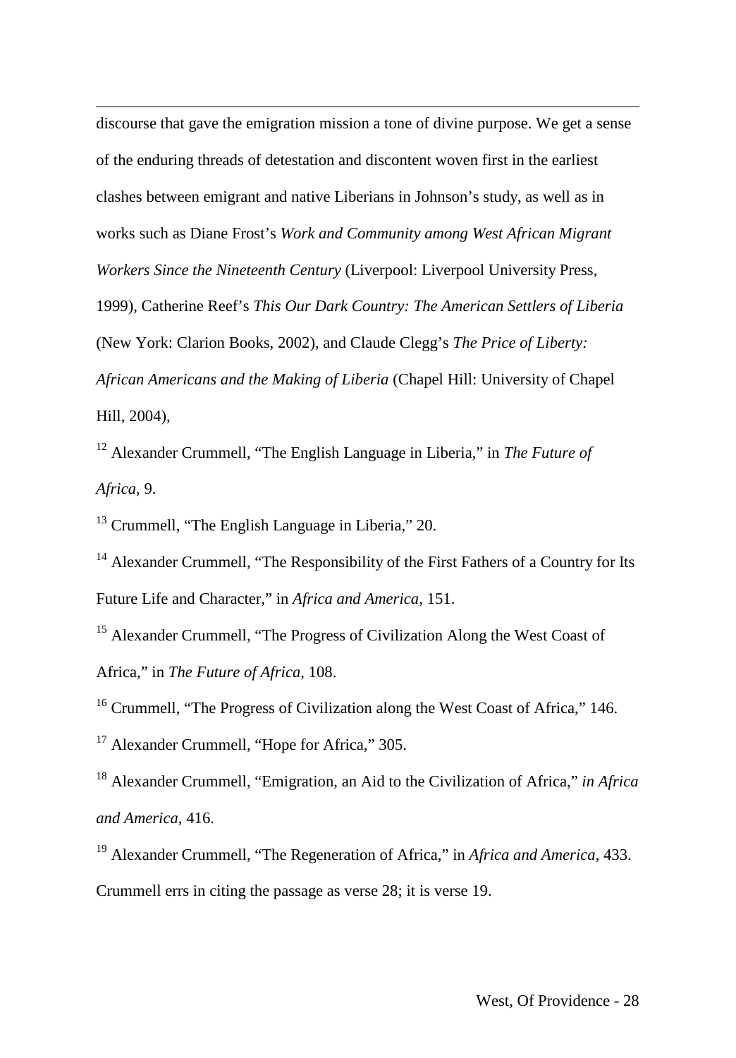discourse that gave the emigration mission a tone of divine purpose. We get a sense of the enduring threads of detestation and discontent woven first in the earliest clashes between emigrant and native Liberians in Johnson's study, as well as in works such as Diane Frost's *Work and Community among West African Migrant Workers Since the Nineteenth Century* (Liverpool: Liverpool University Press, 1999), Catherine Reef's *This Our Dark Country: The American Settlers of Liberia* (New York: Clarion Books, 2002), and Claude Clegg's *The Price of Liberty: African Americans and the Making of Liberia* (Chapel Hill: University of Chapel Hill, 2004),

[12] Alexander Crummell, "The English Language in Liberia," in *The Future of Africa*, 9.

[13] Crummell, "The English Language in Liberia," 20.

[14] Alexander Crummell, "The Responsibility of the First Fathers of a Country for Its Future Life and Character," in *Africa and America*, 151.

[15] Alexander Crummell, "The Progress of Civilization Along the West Coast of Africa," in *The Future of Africa*, 108.

[16] Crummell, "The Progress of Civilization along the West Coast of Africa," 146.

[17] Alexander Crummell, "Hope for Africa," 305.

[18] Alexander Crummell, "Emigration, an Aid to the Civilization of Africa," *in Africa and America*, 416.

[19] Alexander Crummell, "The Regeneration of Africa," in *Africa and America*, 433. Crummell errs in citing the passage as verse 28; it is verse 19.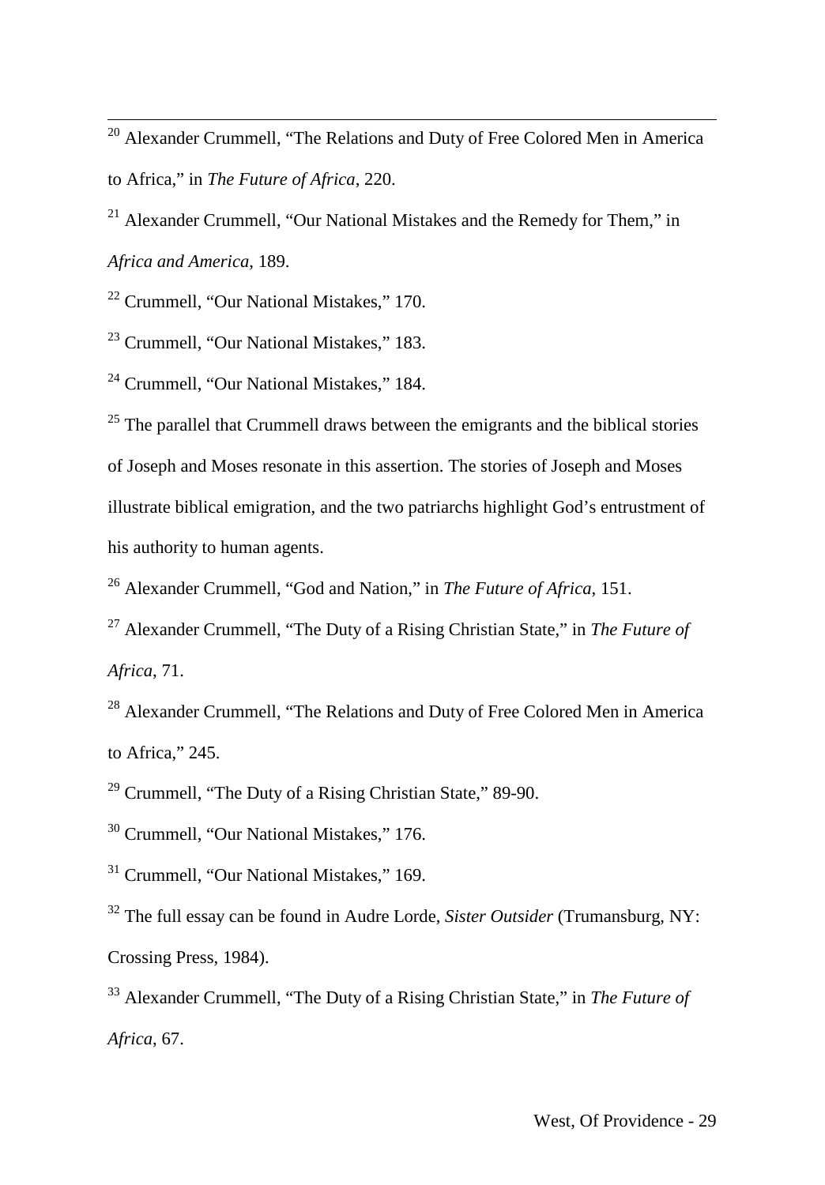[20] Alexander Crummell, "The Relations and Duty of Free Colored Men in America to Africa," in *The Future of Africa*, 220.

[21] Alexander Crummell, "Our National Mistakes and the Remedy for Them," in *Africa and America*, 189.

[22] Crummell, "Our National Mistakes," 170.

[23] Crummell, "Our National Mistakes," 183.

[24] Crummell, "Our National Mistakes," 184.

[25] The parallel that Crummell draws between the emigrants and the biblical stories of Joseph and Moses resonate in this assertion. The stories of Joseph and Moses illustrate biblical emigration, and the two patriarchs highlight God's entrustment of his authority to human agents.

[26] Alexander Crummell, "God and Nation," in *The Future of Africa*, 151.

[27] Alexander Crummell, "The Duty of a Rising Christian State," in *The Future of Africa*, 71.

[28] Alexander Crummell, "The Relations and Duty of Free Colored Men in America to Africa," 245.

[29] Crummell, "The Duty of a Rising Christian State," 89-90.

[30] Crummell, "Our National Mistakes," 176.

[31] Crummell, "Our National Mistakes," 169.

[32] The full essay can be found in Audre Lorde, *Sister Outsider* (Trumansburg, NY: Crossing Press, 1984).

[33] Alexander Crummell, "The Duty of a Rising Christian State," in *The Future of Africa*, 67.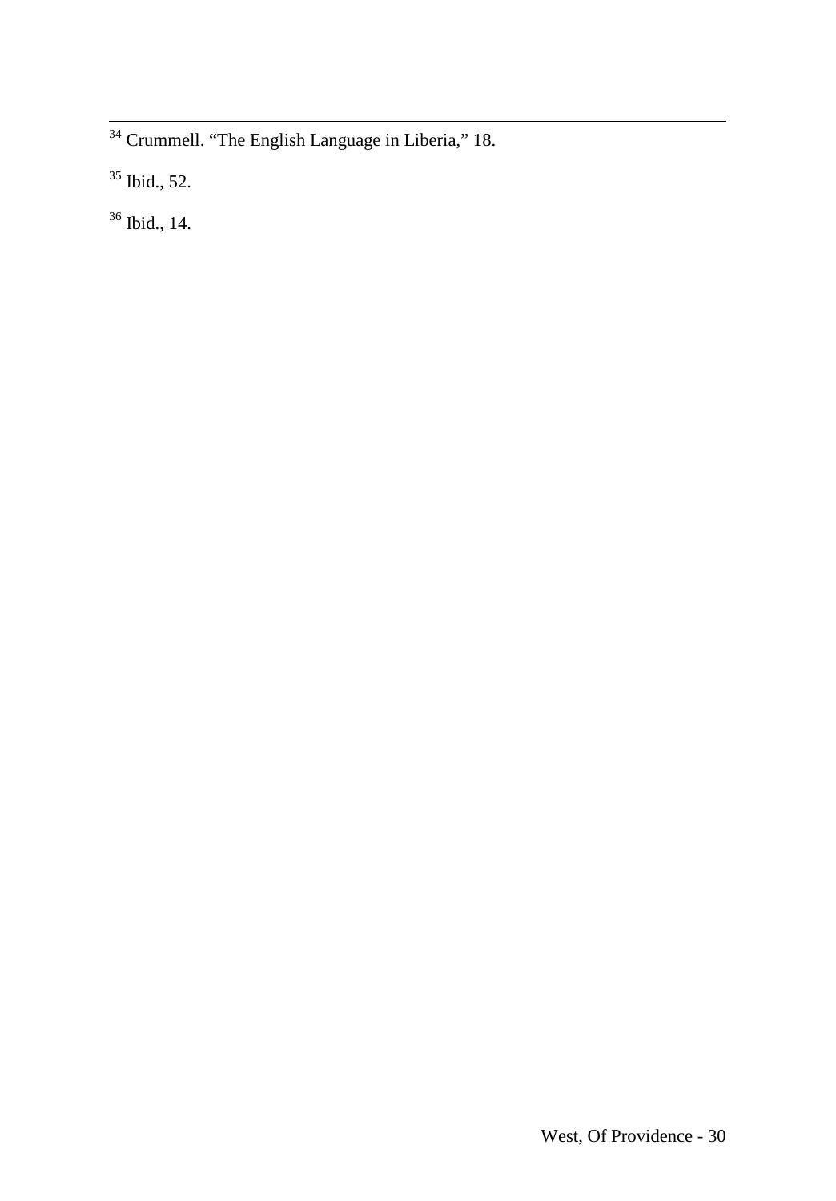[34] Crummell. "The English Language in Liberia," 18.

[35] Ibid., 52.

[36] Ibid., 14.